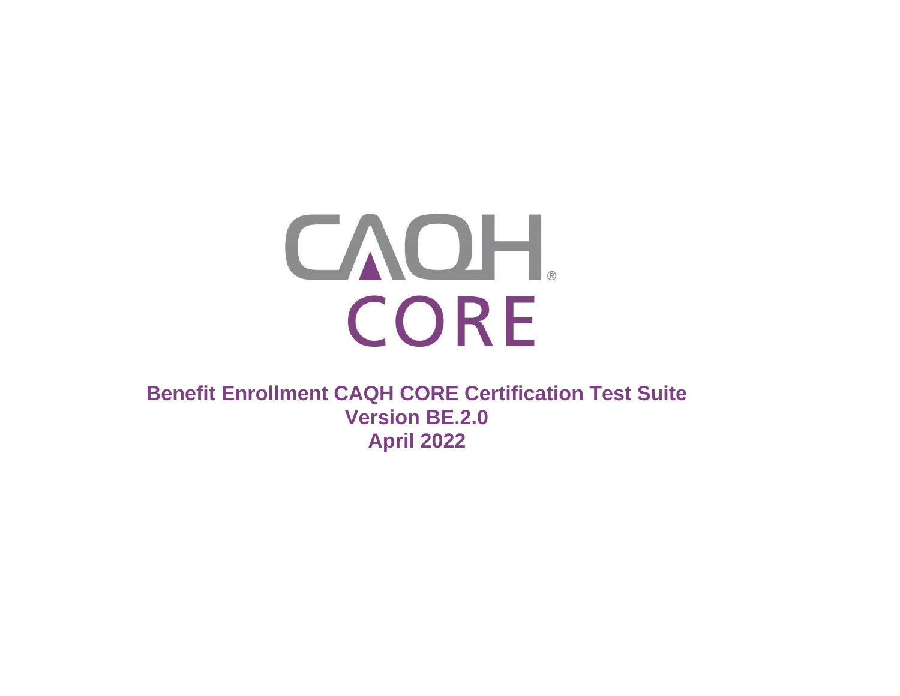CAQH® CORE

# Benefit Enrollment CAQH CORE Certification Test Suite

**Version BE.2.0**

**April 2022**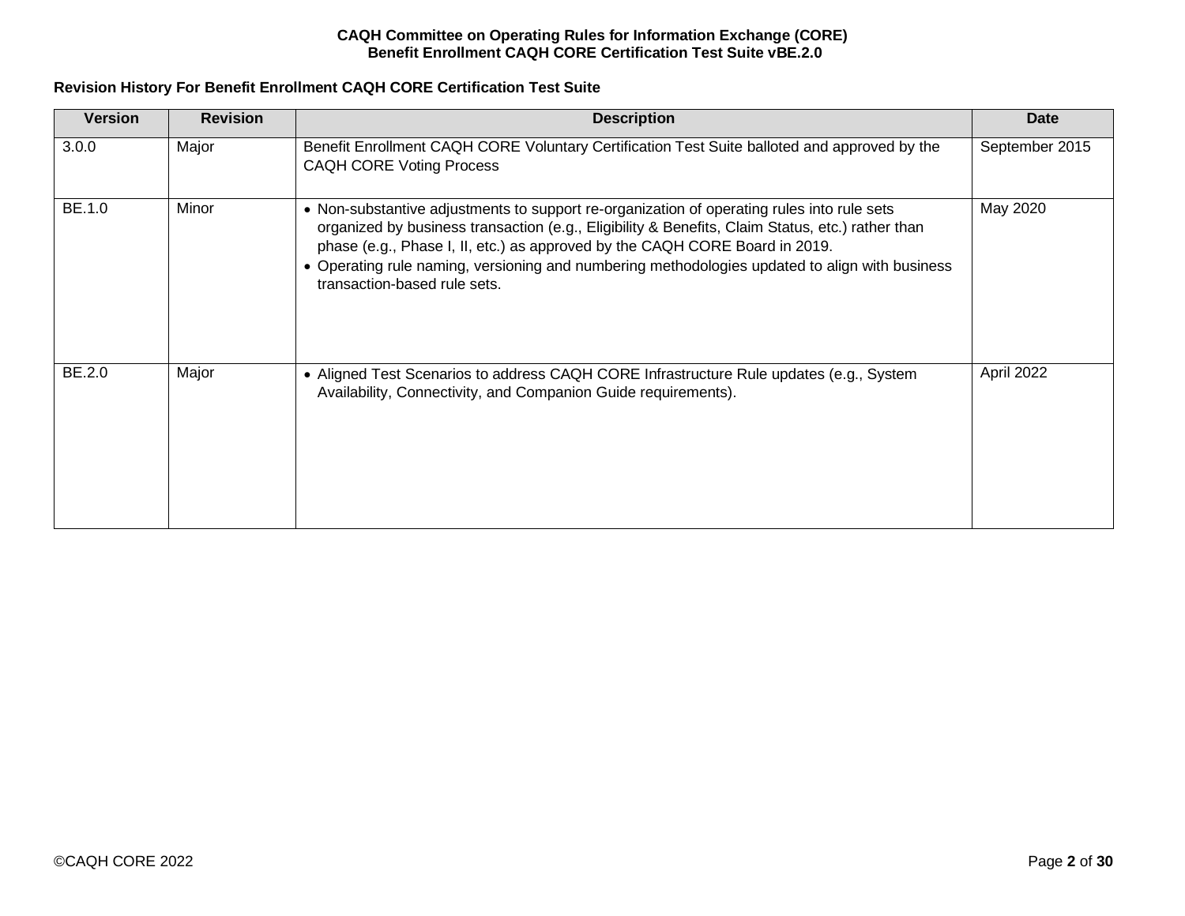**Revision History For Benefit Enrollment CAQH CORE Certification Test Suite**

| Version | Revision | Description | Date |
|---|---|---|---|
| 3.0.0 | Major | Benefit Enrollment CAQH CORE Voluntary Certification Test Suite balloted and approved by the CAQH CORE Voting Process | September 2015 |
| BE.1.0 | Minor | • Non-substantive adjustments to support re-organization of operating rules into rule sets organized by business transaction (e.g., Eligibility & Benefits, Claim Status, etc.) rather than phase (e.g., Phase I, II, etc.) as approved by the CAQH CORE Board in 2019.<br>• Operating rule naming, versioning and numbering methodologies updated to align with business transaction-based rule sets. | May 2020 |
| BE.2.0 | Major | • Aligned Test Scenarios to address CAQH CORE Infrastructure Rule updates (e.g., System Availability, Connectivity, and Companion Guide requirements). | April 2022 |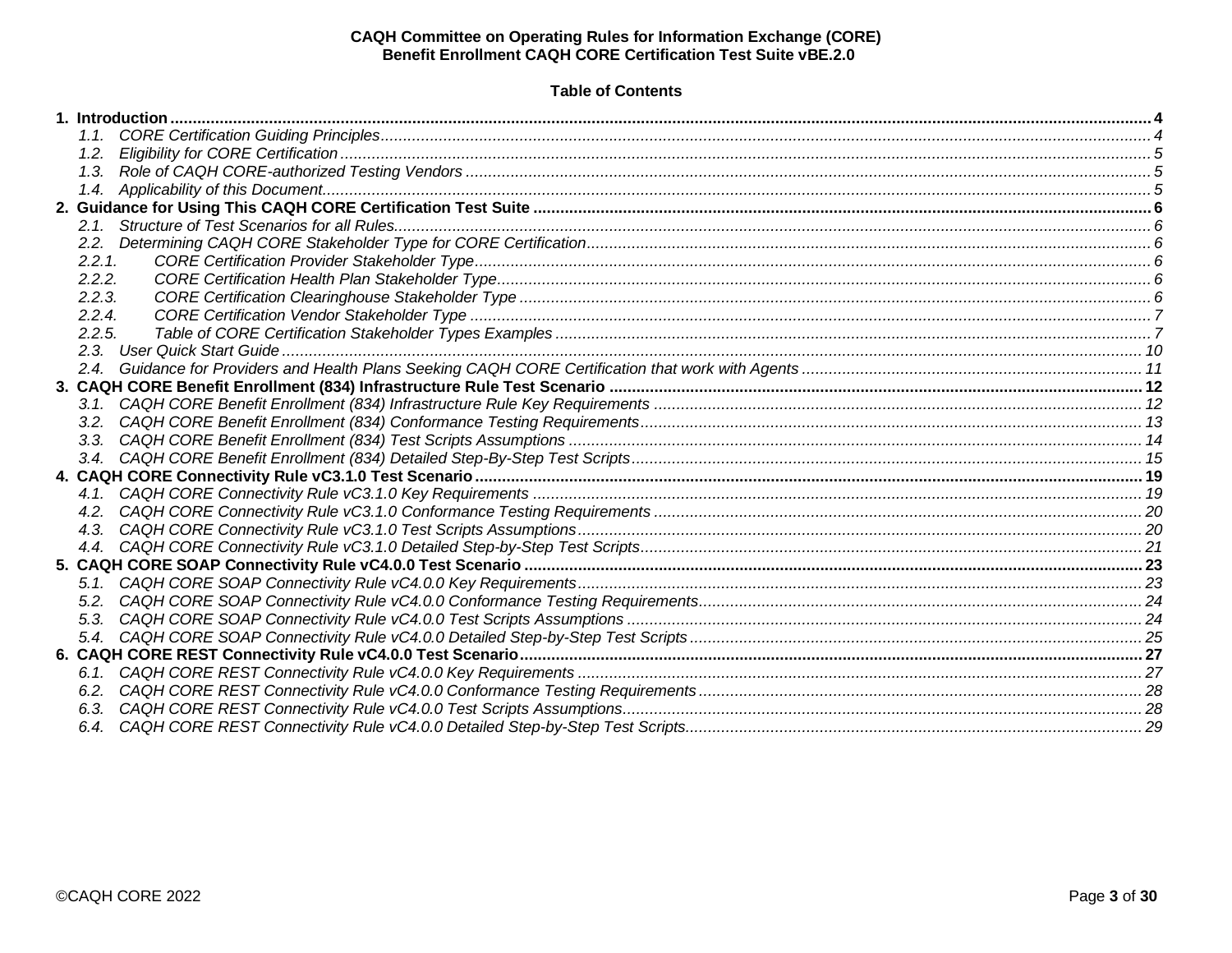**CAQH Committee on Operating Rules for Information Exchange (CORE)**
**Benefit Enrollment CAQH CORE Certification Test Suite vBE.2.0**

**Table of Contents**

**1. Introduction** .......... 4
- *1.1. CORE Certification Guiding Principles* .......... 4
- *1.2. Eligibility for CORE Certification* .......... 5
- *1.3. Role of CAQH CORE-authorized Testing Vendors* .......... 5
- *1.4. Applicability of this Document* .......... 5

**2. Guidance for Using This CAQH CORE Certification Test Suite** .......... 6
- *2.1. Structure of Test Scenarios for all Rules* .......... 6
- *2.2. Determining CAQH CORE Stakeholder Type for CORE Certification* .......... 6
  - *2.2.1. CORE Certification Provider Stakeholder Type* .......... 6
  - *2.2.2. CORE Certification Health Plan Stakeholder Type* .......... 6
  - *2.2.3. CORE Certification Clearinghouse Stakeholder Type* .......... 6
  - *2.2.4. CORE Certification Vendor Stakeholder Type* .......... 7
  - *2.2.5. Table of CORE Certification Stakeholder Types Examples* .......... 7
- *2.3. User Quick Start Guide* .......... 10
- *2.4. Guidance for Providers and Health Plans Seeking CAQH CORE Certification that work with Agents* .......... 11

**3. CAQH CORE Benefit Enrollment (834) Infrastructure Rule Test Scenario** .......... 12
- *3.1. CAQH CORE Benefit Enrollment (834) Infrastructure Rule Key Requirements* .......... 12
- *3.2. CAQH CORE Benefit Enrollment (834) Conformance Testing Requirements* .......... 13
- *3.3. CAQH CORE Benefit Enrollment (834) Test Scripts Assumptions* .......... 14
- *3.4. CAQH CORE Benefit Enrollment (834) Detailed Step-By-Step Test Scripts* .......... 15

**4. CAQH CORE Connectivity Rule vC3.1.0 Test Scenario** .......... 19
- *4.1. CAQH CORE Connectivity Rule vC3.1.0 Key Requirements* .......... 19
- *4.2. CAQH CORE Connectivity Rule vC3.1.0 Conformance Testing Requirements* .......... 20
- *4.3. CAQH CORE Connectivity Rule vC3.1.0 Test Scripts Assumptions* .......... 20
- *4.4. CAQH CORE Connectivity Rule vC3.1.0 Detailed Step-by-Step Test Scripts* .......... 21

**5. CAQH CORE SOAP Connectivity Rule vC4.0.0 Test Scenario** .......... 23
- *5.1. CAQH CORE SOAP Connectivity Rule vC4.0.0 Key Requirements* .......... 23
- *5.2. CAQH CORE SOAP Connectivity Rule vC4.0.0 Conformance Testing Requirements* .......... 24
- *5.3. CAQH CORE SOAP Connectivity Rule vC4.0.0 Test Scripts Assumptions* .......... 24
- *5.4. CAQH CORE SOAP Connectivity Rule vC4.0.0 Detailed Step-by-Step Test Scripts* .......... 25

**6. CAQH CORE REST Connectivity Rule vC4.0.0 Test Scenario** .......... 27
- *6.1. CAQH CORE REST Connectivity Rule vC4.0.0 Key Requirements* .......... 27
- *6.2. CAQH CORE REST Connectivity Rule vC4.0.0 Conformance Testing Requirements* .......... 28
- *6.3. CAQH CORE REST Connectivity Rule vC4.0.0 Test Scripts Assumptions* .......... 28
- *6.4. CAQH CORE REST Connectivity Rule vC4.0.0 Detailed Step-by-Step Test Scripts* .......... 29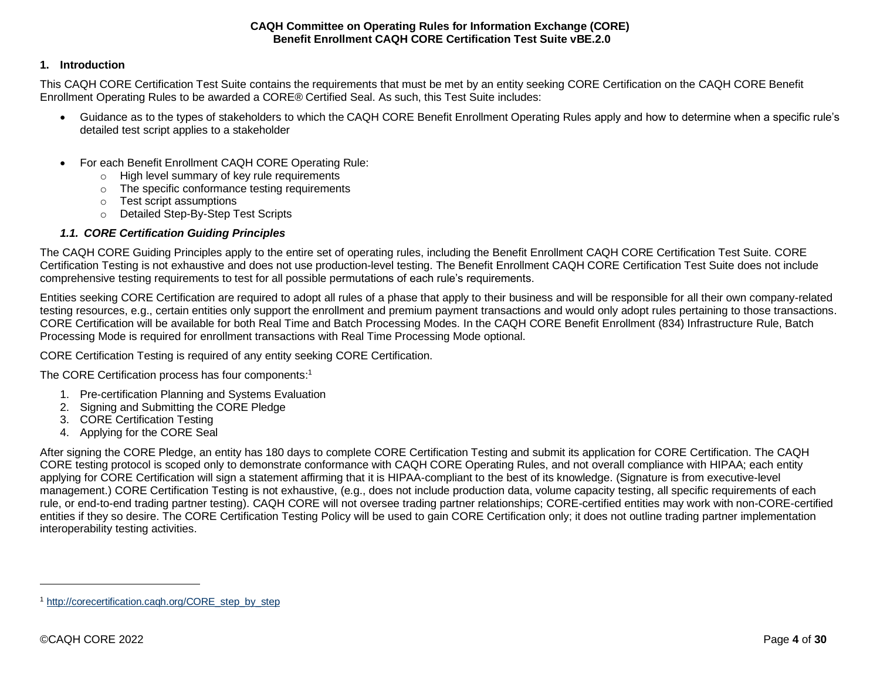## 1. Introduction

This CAQH CORE Certification Test Suite contains the requirements that must be met by an entity seeking CORE Certification on the CAQH CORE Benefit Enrollment Operating Rules to be awarded a CORE® Certified Seal. As such, this Test Suite includes:

- Guidance as to the types of stakeholders to which the CAQH CORE Benefit Enrollment Operating Rules apply and how to determine when a specific rule's detailed test script applies to a stakeholder

- For each Benefit Enrollment CAQH CORE Operating Rule:
  - High level summary of key rule requirements
  - The specific conformance testing requirements
  - Test script assumptions
  - Detailed Step-By-Step Test Scripts

### *1.1. CORE Certification Guiding Principles*

The CAQH CORE Guiding Principles apply to the entire set of operating rules, including the Benefit Enrollment CAQH CORE Certification Test Suite. CORE Certification Testing is not exhaustive and does not use production-level testing. The Benefit Enrollment CAQH CORE Certification Test Suite does not include comprehensive testing requirements to test for all possible permutations of each rule's requirements.

Entities seeking CORE Certification are required to adopt all rules of a phase that apply to their business and will be responsible for all their own company-related testing resources, e.g., certain entities only support the enrollment and premium payment transactions and would only adopt rules pertaining to those transactions. CORE Certification will be available for both Real Time and Batch Processing Modes. In the CAQH CORE Benefit Enrollment (834) Infrastructure Rule, Batch Processing Mode is required for enrollment transactions with Real Time Processing Mode optional.

CORE Certification Testing is required of any entity seeking CORE Certification.

The CORE Certification process has four components:[1]

1. Pre-certification Planning and Systems Evaluation
2. Signing and Submitting the CORE Pledge
3. CORE Certification Testing
4. Applying for the CORE Seal

After signing the CORE Pledge, an entity has 180 days to complete CORE Certification Testing and submit its application for CORE Certification. The CAQH CORE testing protocol is scoped only to demonstrate conformance with CAQH CORE Operating Rules, and not overall compliance with HIPAA; each entity applying for CORE Certification will sign a statement affirming that it is HIPAA-compliant to the best of its knowledge. (Signature is from executive-level management.) CORE Certification Testing is not exhaustive, (e.g., does not include production data, volume capacity testing, all specific requirements of each rule, or end-to-end trading partner testing). CAQH CORE will not oversee trading partner relationships; CORE-certified entities may work with non-CORE-certified entities if they so desire. The CORE Certification Testing Policy will be used to gain CORE Certification only; it does not outline trading partner implementation interoperability testing activities.

---

[1] http://corecertification.caqh.org/CORE_step_by_step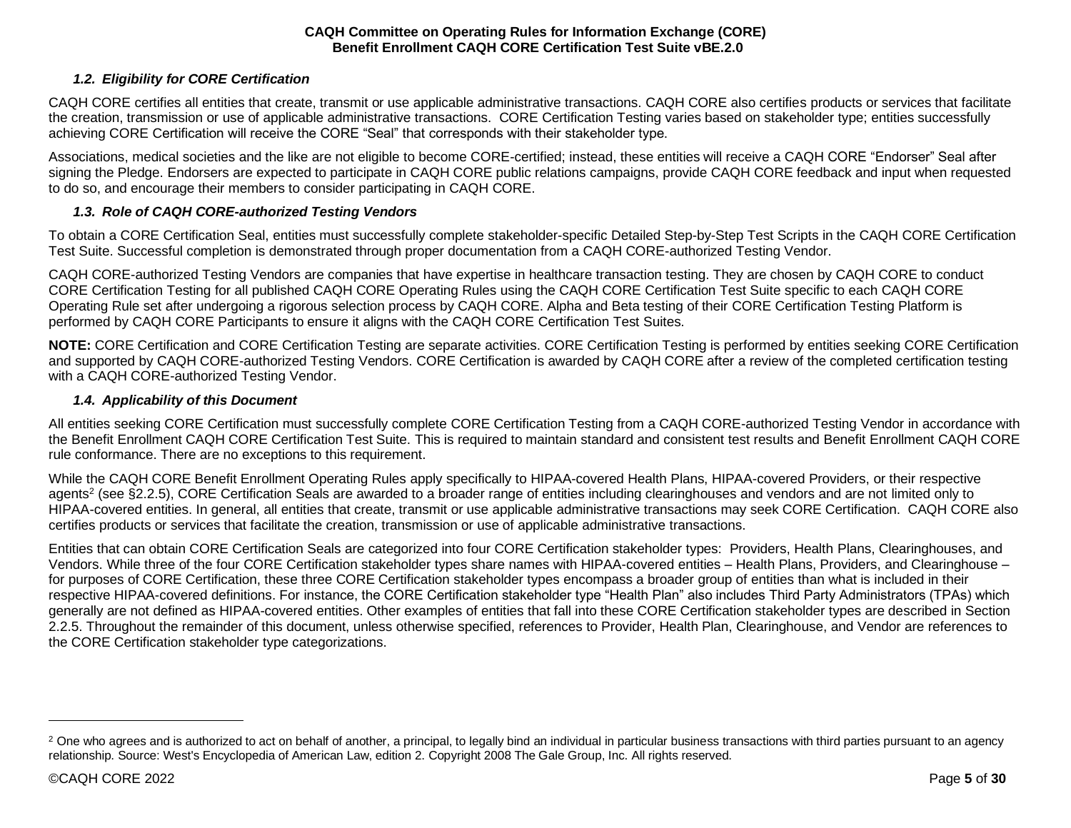### *1.2. Eligibility for CORE Certification*

CAQH CORE certifies all entities that create, transmit or use applicable administrative transactions. CAQH CORE also certifies products or services that facilitate the creation, transmission or use of applicable administrative transactions. CORE Certification Testing varies based on stakeholder type; entities successfully achieving CORE Certification will receive the CORE "Seal" that corresponds with their stakeholder type.

Associations, medical societies and the like are not eligible to become CORE-certified; instead, these entities will receive a CAQH CORE "Endorser" Seal after signing the Pledge. Endorsers are expected to participate in CAQH CORE public relations campaigns, provide CAQH CORE feedback and input when requested to do so, and encourage their members to consider participating in CAQH CORE.

### *1.3. Role of CAQH CORE-authorized Testing Vendors*

To obtain a CORE Certification Seal, entities must successfully complete stakeholder-specific Detailed Step-by-Step Test Scripts in the CAQH CORE Certification Test Suite. Successful completion is demonstrated through proper documentation from a CAQH CORE-authorized Testing Vendor.

CAQH CORE-authorized Testing Vendors are companies that have expertise in healthcare transaction testing. They are chosen by CAQH CORE to conduct CORE Certification Testing for all published CAQH CORE Operating Rules using the CAQH CORE Certification Test Suite specific to each CAQH CORE Operating Rule set after undergoing a rigorous selection process by CAQH CORE. Alpha and Beta testing of their CORE Certification Testing Platform is performed by CAQH CORE Participants to ensure it aligns with the CAQH CORE Certification Test Suites.

**NOTE:** CORE Certification and CORE Certification Testing are separate activities. CORE Certification Testing is performed by entities seeking CORE Certification and supported by CAQH CORE-authorized Testing Vendors. CORE Certification is awarded by CAQH CORE after a review of the completed certification testing with a CAQH CORE-authorized Testing Vendor.

### *1.4. Applicability of this Document*

All entities seeking CORE Certification must successfully complete CORE Certification Testing from a CAQH CORE-authorized Testing Vendor in accordance with the Benefit Enrollment CAQH CORE Certification Test Suite. This is required to maintain standard and consistent test results and Benefit Enrollment CAQH CORE rule conformance. There are no exceptions to this requirement.

While the CAQH CORE Benefit Enrollment Operating Rules apply specifically to HIPAA-covered Health Plans, HIPAA-covered Providers, or their respective agents[2] (see §2.2.5), CORE Certification Seals are awarded to a broader range of entities including clearinghouses and vendors and are not limited only to HIPAA-covered entities. In general, all entities that create, transmit or use applicable administrative transactions may seek CORE Certification. CAQH CORE also certifies products or services that facilitate the creation, transmission or use of applicable administrative transactions.

Entities that can obtain CORE Certification Seals are categorized into four CORE Certification stakeholder types: Providers, Health Plans, Clearinghouses, and Vendors. While three of the four CORE Certification stakeholder types share names with HIPAA-covered entities – Health Plans, Providers, and Clearinghouse – for purposes of CORE Certification, these three CORE Certification stakeholder types encompass a broader group of entities than what is included in their respective HIPAA-covered definitions. For instance, the CORE Certification stakeholder type "Health Plan" also includes Third Party Administrators (TPAs) which generally are not defined as HIPAA-covered entities. Other examples of entities that fall into these CORE Certification stakeholder types are described in Section 2.2.5. Throughout the remainder of this document, unless otherwise specified, references to Provider, Health Plan, Clearinghouse, and Vendor are references to the CORE Certification stakeholder type categorizations.

---

[2] One who agrees and is authorized to act on behalf of another, a principal, to legally bind an individual in particular business transactions with third parties pursuant to an agency relationship. Source: West's Encyclopedia of American Law, edition 2. Copyright 2008 The Gale Group, Inc. All rights reserved.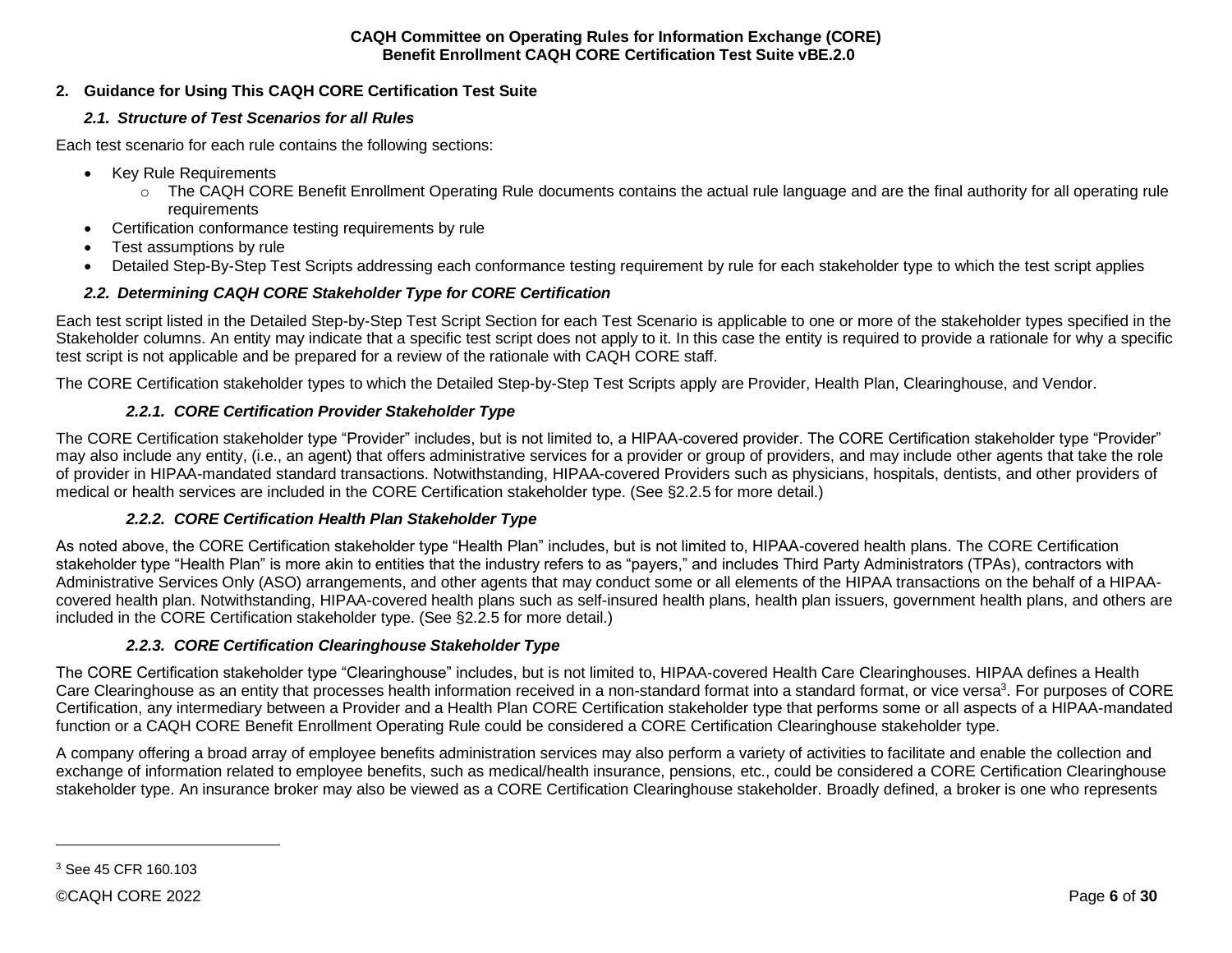## 2. Guidance for Using This CAQH CORE Certification Test Suite

### *2.1. Structure of Test Scenarios for all Rules*

Each test scenario for each rule contains the following sections:

- Key Rule Requirements
  - The CAQH CORE Benefit Enrollment Operating Rule documents contains the actual rule language and are the final authority for all operating rule requirements
- Certification conformance testing requirements by rule
- Test assumptions by rule
- Detailed Step-By-Step Test Scripts addressing each conformance testing requirement by rule for each stakeholder type to which the test script applies

### *2.2. Determining CAQH CORE Stakeholder Type for CORE Certification*

Each test script listed in the Detailed Step-by-Step Test Script Section for each Test Scenario is applicable to one or more of the stakeholder types specified in the Stakeholder columns. An entity may indicate that a specific test script does not apply to it. In this case the entity is required to provide a rationale for why a specific test script is not applicable and be prepared for a review of the rationale with CAQH CORE staff.

The CORE Certification stakeholder types to which the Detailed Step-by-Step Test Scripts apply are Provider, Health Plan, Clearinghouse, and Vendor.

#### *2.2.1. CORE Certification Provider Stakeholder Type*

The CORE Certification stakeholder type "Provider" includes, but is not limited to, a HIPAA-covered provider. The CORE Certification stakeholder type "Provider" may also include any entity, (i.e., an agent) that offers administrative services for a provider or group of providers, and may include other agents that take the role of provider in HIPAA-mandated standard transactions. Notwithstanding, HIPAA-covered Providers such as physicians, hospitals, dentists, and other providers of medical or health services are included in the CORE Certification stakeholder type. (See §2.2.5 for more detail.)

#### *2.2.2. CORE Certification Health Plan Stakeholder Type*

As noted above, the CORE Certification stakeholder type "Health Plan" includes, but is not limited to, HIPAA-covered health plans. The CORE Certification stakeholder type "Health Plan" is more akin to entities that the industry refers to as "payers," and includes Third Party Administrators (TPAs), contractors with Administrative Services Only (ASO) arrangements, and other agents that may conduct some or all elements of the HIPAA transactions on the behalf of a HIPAA-covered health plan. Notwithstanding, HIPAA-covered health plans such as self-insured health plans, health plan issuers, government health plans, and others are included in the CORE Certification stakeholder type. (See §2.2.5 for more detail.)

#### *2.2.3. CORE Certification Clearinghouse Stakeholder Type*

The CORE Certification stakeholder type "Clearinghouse" includes, but is not limited to, HIPAA-covered Health Care Clearinghouses. HIPAA defines a Health Care Clearinghouse as an entity that processes health information received in a non-standard format into a standard format, or vice versa[3]. For purposes of CORE Certification, any intermediary between a Provider and a Health Plan CORE Certification stakeholder type that performs some or all aspects of a HIPAA-mandated function or a CAQH CORE Benefit Enrollment Operating Rule could be considered a CORE Certification Clearinghouse stakeholder type.

A company offering a broad array of employee benefits administration services may also perform a variety of activities to facilitate and enable the collection and exchange of information related to employee benefits, such as medical/health insurance, pensions, etc., could be considered a CORE Certification Clearinghouse stakeholder type. An insurance broker may also be viewed as a CORE Certification Clearinghouse stakeholder. Broadly defined, a broker is one who represents

[3] See 45 CFR 160.103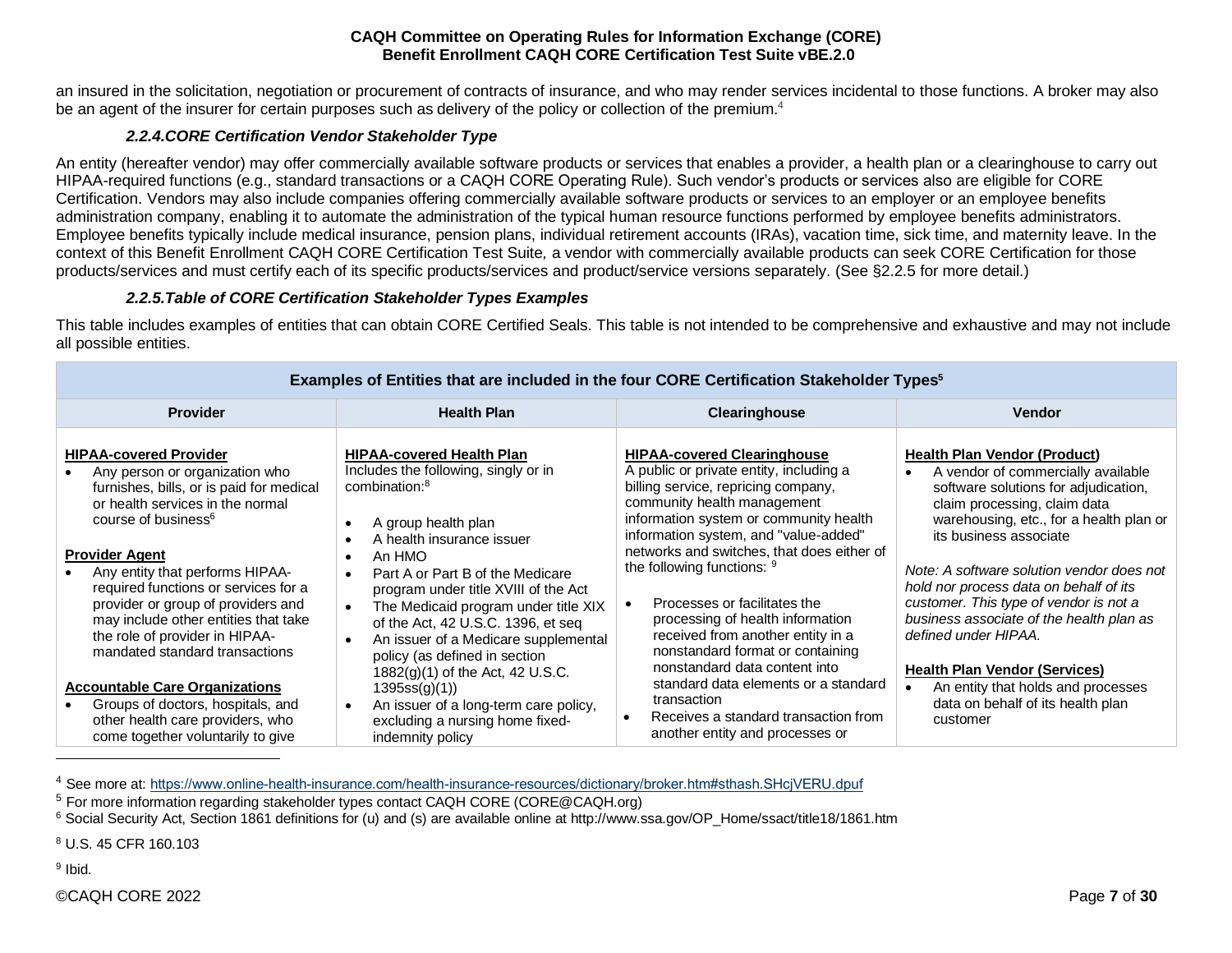an insured in the solicitation, negotiation or procurement of contracts of insurance, and who may render services incidental to those functions. A broker may also be an agent of the insurer for certain purposes such as delivery of the policy or collection of the premium.[4]

### *2.2.4.CORE Certification Vendor Stakeholder Type*

An entity (hereafter vendor) may offer commercially available software products or services that enables a provider, a health plan or a clearinghouse to carry out HIPAA-required functions (e.g., standard transactions or a CAQH CORE Operating Rule). Such vendor's products or services also are eligible for CORE Certification. Vendors may also include companies offering commercially available software products or services to an employer or an employee benefits administration company, enabling it to automate the administration of the typical human resource functions performed by employee benefits administrators. Employee benefits typically include medical insurance, pension plans, individual retirement accounts (IRAs), vacation time, sick time, and maternity leave. In the context of this Benefit Enrollment CAQH CORE Certification Test Suite*,* a vendor with commercially available products can seek CORE Certification for those products/services and must certify each of its specific products/services and product/service versions separately. (See §2.2.5 for more detail.)

### *2.2.5.Table of CORE Certification Stakeholder Types Examples*

This table includes examples of entities that can obtain CORE Certified Seals. This table is not intended to be comprehensive and exhaustive and may not include all possible entities.

| **Examples of Entities that are included in the four CORE Certification Stakeholder Types[5]** | | | |
|---|---|---|---|
| **Provider** | **Health Plan** | **Clearinghouse** | **Vendor** |
| **HIPAA-covered Provider**<br>• Any person or organization who furnishes, bills, or is paid for medical or health services in the normal course of business[6]<br><br>**Provider Agent**<br>• Any entity that performs HIPAA-required functions or services for a provider or group of providers and may include other entities that take the role of provider in HIPAA-mandated standard transactions<br><br>**Accountable Care Organizations**<br>• Groups of doctors, hospitals, and other health care providers, who come together voluntarily to give | **HIPAA-covered Health Plan**<br>Includes the following, singly or in combination:[8]<br><br>• A group health plan<br>• A health insurance issuer<br>• An HMO<br>• Part A or Part B of the Medicare program under title XVIII of the Act<br>• The Medicaid program under title XIX of the Act, 42 U.S.C. 1396, et seq<br>• An issuer of a Medicare supplemental policy (as defined in section 1882(g)(1) of the Act, 42 U.S.C. 1395ss(g)(1))<br>• An issuer of a long-term care policy, excluding a nursing home fixed-indemnity policy | **HIPAA-covered Clearinghouse**<br>A public or private entity, including a billing service, repricing company, community health management information system or community health information system, and "value-added" networks and switches, that does either of the following functions: [9]<br><br>• Processes or facilitates the processing of health information received from another entity in a nonstandard format or containing nonstandard data content into standard data elements or a standard transaction<br>• Receives a standard transaction from another entity and processes or | **Health Plan Vendor (Product)**<br>• A vendor of commercially available software solutions for adjudication, claim processing, claim data warehousing, etc., for a health plan or its business associate<br><br>*Note: A software solution vendor does not hold nor process data on behalf of its customer. This type of vendor is not a business associate of the health plan as defined under HIPAA.*<br><br>**Health Plan Vendor (Services)**<br>• An entity that holds and processes data on behalf of its health plan customer |

[4] See more at: https://www.online-health-insurance.com/health-insurance-resources/dictionary/broker.htm#sthash.SHcjVERU.dpuf

[5] For more information regarding stakeholder types contact CAQH CORE (CORE@CAQH.org)

[6] Social Security Act, Section 1861 definitions for (u) and (s) are available online at http://www.ssa.gov/OP_Home/ssact/title18/1861.htm

[8] U.S. 45 CFR 160.103

[9] Ibid.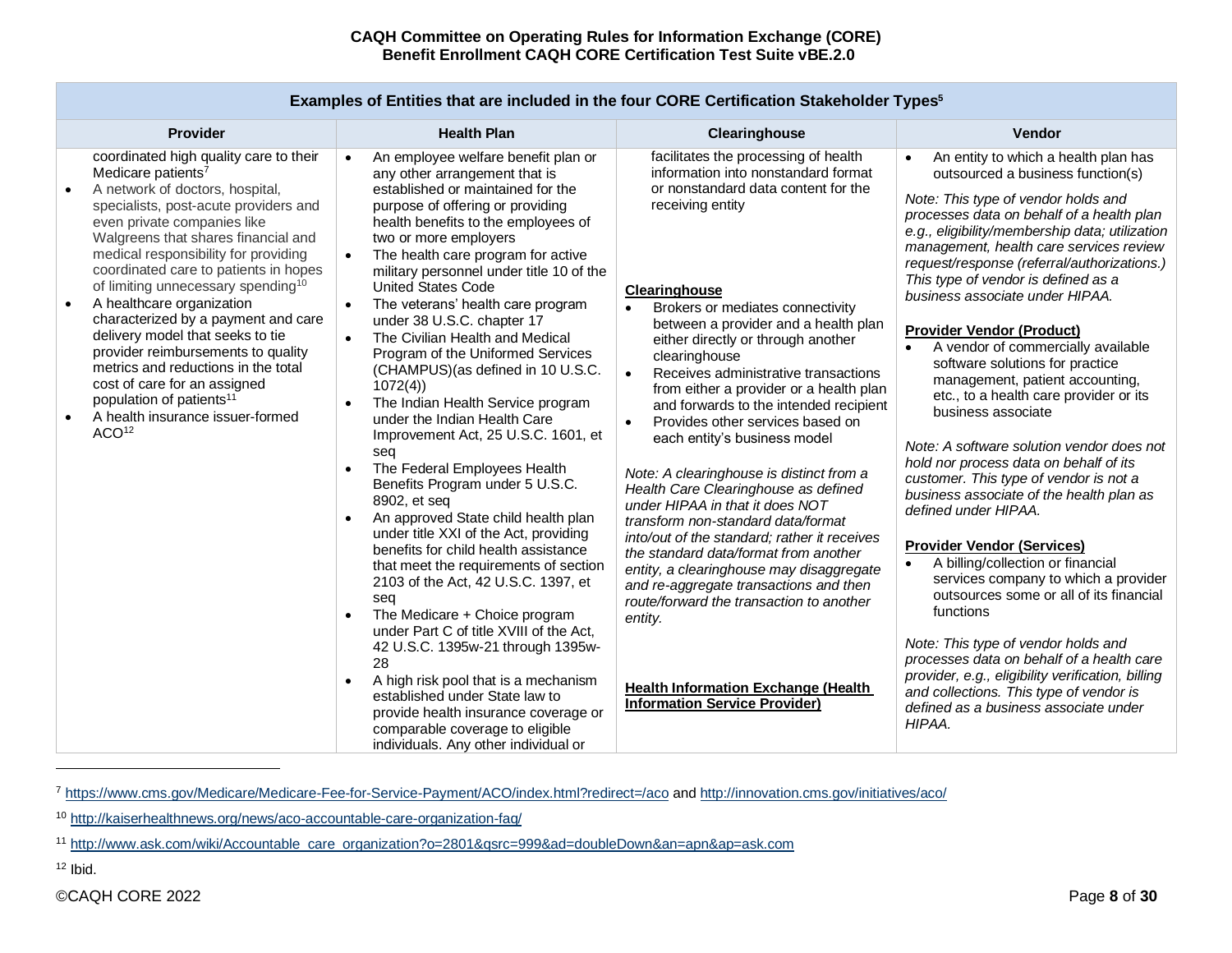| Examples of Entities that are included in the four CORE Certification Stakeholder Types[5] | | | |
|---|---|---|---|
| **Provider** | **Health Plan** | **Clearinghouse** | **Vendor** |
| coordinated high quality care to their Medicare patients[7]<br>• A network of doctors, hospital, specialists, post-acute providers and even private companies like Walgreens that shares financial and medical responsibility for providing coordinated care to patients in hopes of limiting unnecessary spending[10]<br>• A healthcare organization characterized by a payment and care delivery model that seeks to tie provider reimbursements to quality metrics and reductions in the total cost of care for an assigned population of patients[11]<br>• A health insurance issuer-formed ACO[12] | • An employee welfare benefit plan or any other arrangement that is established or maintained for the purpose of offering or providing health benefits to the employees of two or more employers<br>• The health care program for active military personnel under title 10 of the United States Code<br>• The veterans' health care program under 38 U.S.C. chapter 17<br>• The Civilian Health and Medical Program of the Uniformed Services (CHAMPUS)(as defined in 10 U.S.C. 1072(4))<br>• The Indian Health Service program under the Indian Health Care Improvement Act, 25 U.S.C. 1601, et seq<br>• The Federal Employees Health Benefits Program under 5 U.S.C. 8902, et seq<br>• An approved State child health plan under title XXI of the Act, providing benefits for child health assistance that meet the requirements of section 2103 of the Act, 42 U.S.C. 1397, et seq<br>• The Medicare + Choice program under Part C of title XVIII of the Act, 42 U.S.C. 1395w-21 through 1395w-28<br>• A high risk pool that is a mechanism established under State law to provide health insurance coverage or comparable coverage to eligible individuals. Any other individual or | facilitates the processing of health information into nonstandard format or nonstandard data content for the receiving entity<br><br>**<u>Clearinghouse</u>**<br>• Brokers or mediates connectivity between a provider and a health plan either directly or through another clearinghouse<br>• Receives administrative transactions from either a provider or a health plan and forwards to the intended recipient<br>• Provides other services based on each entity's business model<br><br>*Note: A clearinghouse is distinct from a Health Care Clearinghouse as defined under HIPAA in that it does NOT transform non-standard data/format into/out of the standard; rather it receives the standard data/format from another entity, a clearinghouse may disaggregate and re-aggregate transactions and then route/forward the transaction to another entity.*<br><br>**<u>Health Information Exchange (Health Information Service Provider)</u>** | • An entity to which a health plan has outsourced a business function(s)<br><br>*Note: This type of vendor holds and processes data on behalf of a health plan e.g., eligibility/membership data; utilization management, health care services review request/response (referral/authorizations.) This type of vendor is defined as a business associate under HIPAA.*<br><br>**<u>Provider Vendor (Product)</u>**<br>• A vendor of commercially available software solutions for practice management, patient accounting, etc., to a health care provider or its business associate<br><br>*Note: A software solution vendor does not hold nor process data on behalf of its customer. This type of vendor is not a business associate of the health plan as defined under HIPAA.*<br><br>**<u>Provider Vendor (Services)</u>**<br>• A billing/collection or financial services company to which a provider outsources some or all of its financial functions<br><br>*Note: This type of vendor holds and processes data on behalf of a health care provider, e.g., eligibility verification, billing and collections. This type of vendor is defined as a business associate under HIPAA.* |

---

[7] https://www.cms.gov/Medicare/Medicare-Fee-for-Service-Payment/ACO/index.html?redirect=/aco and http://innovation.cms.gov/initiatives/aco/

[10] http://kaiserhealthnews.org/news/aco-accountable-care-organization-faq/

[11] http://www.ask.com/wiki/Accountable_care_organization?o=2801&qsrc=999&ad=doubleDown&an=apn&ap=ask.com

[12] Ibid.

©CAQH CORE 2022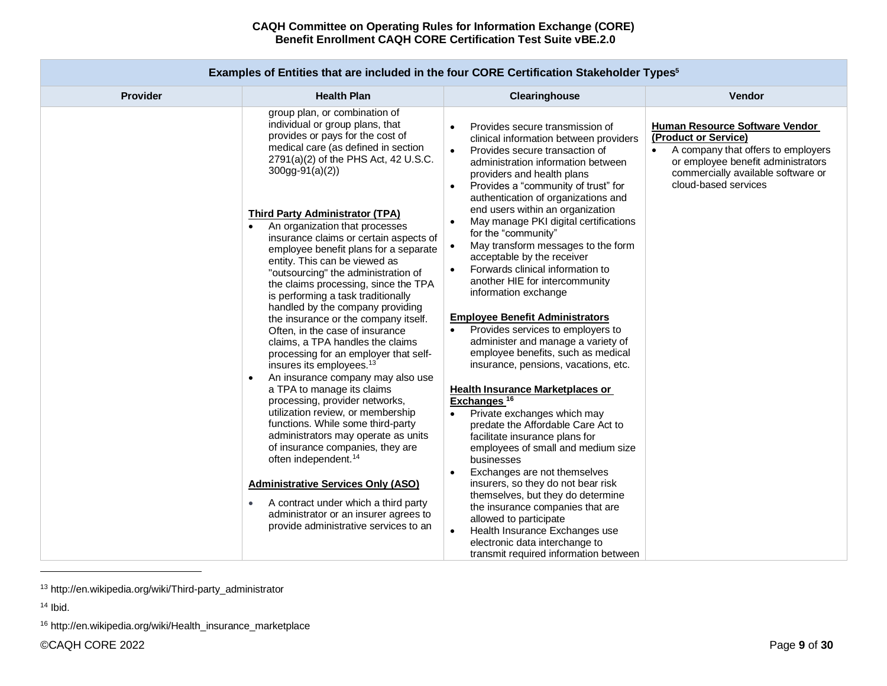| Examples of Entities that are included in the four CORE Certification Stakeholder Types[5] | | | |
|---|---|---|---|
| **Provider** | **Health Plan** | **Clearinghouse** | **Vendor** |
| | group plan, or combination of individual or group plans, that provides or pays for the cost of medical care (as defined in section 2791(a)(2) of the PHS Act, 42 U.S.C. 300gg-91(a)(2))<br><br>**<u>Third Party Administrator (TPA)</u>**<br>• An organization that processes insurance claims or certain aspects of employee benefit plans for a separate entity. This can be viewed as "outsourcing" the administration of the claims processing, since the TPA is performing a task traditionally handled by the company providing the insurance or the company itself. Often, in the case of insurance claims, a TPA handles the claims processing for an employer that self-insures its employees.[13]<br>• An insurance company may also use a TPA to manage its claims processing, provider networks, utilization review, or membership functions. While some third-party administrators may operate as units of insurance companies, they are often independent.[14]<br><br>**<u>Administrative Services Only (ASO)</u>**<br>• A contract under which a third party administrator or an insurer agrees to provide administrative services to an | • Provides secure transmission of clinical information between providers<br>• Provides secure transaction of administration information between providers and health plans<br>• Provides a "community of trust" for authentication of organizations and end users within an organization<br>• May manage PKI digital certifications for the "community"<br>• May transform messages to the form acceptable by the receiver<br>• Forwards clinical information to another HIE for intercommunity information exchange<br><br>**<u>Employee Benefit Administrators</u>**<br>• Provides services to employers to administer and manage a variety of employee benefits, such as medical insurance, pensions, vacations, etc.<br><br>**<u>Health Insurance Marketplaces or Exchanges</u>** [16]<br>• Private exchanges which may predate the Affordable Care Act to facilitate insurance plans for employees of small and medium size businesses<br>• Exchanges are not themselves insurers, so they do not bear risk themselves, but they do determine the insurance companies that are allowed to participate<br>• Health Insurance Exchanges use electronic data interchange to transmit required information between | **<u>Human Resource Software Vendor (Product or Service)</u>**<br>• A company that offers to employers or employee benefit administrators commercially available software or cloud-based services |

[13] http://en.wikipedia.org/wiki/Third-party_administrator

[14] Ibid.

[16] http://en.wikipedia.org/wiki/Health_insurance_marketplace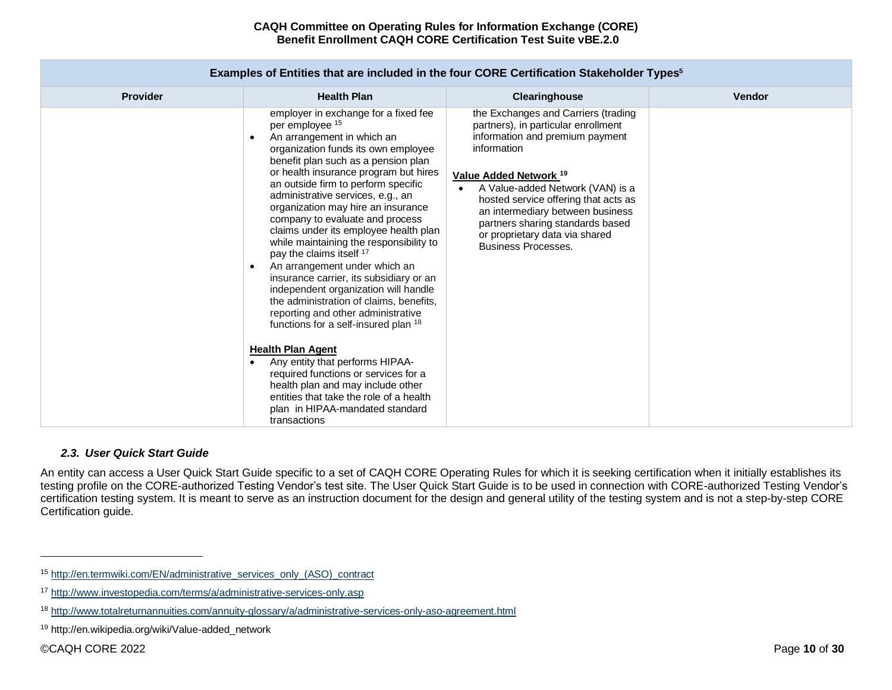| Examples of Entities that are included in the four CORE Certification Stakeholder Types[5] | | | |
|---|---|---|---|
| **Provider** | **Health Plan** | **Clearinghouse** | **Vendor** |
| | employer in exchange for a fixed fee per employee [15]<br>• An arrangement in which an organization funds its own employee benefit plan such as a pension plan or health insurance program but hires an outside firm to perform specific administrative services, e.g., an organization may hire an insurance company to evaluate and process claims under its employee health plan while maintaining the responsibility to pay the claims itself [17]<br>• An arrangement under which an insurance carrier, its subsidiary or an independent organization will handle the administration of claims, benefits, reporting and other administrative functions for a self-insured plan [18]<br><br>**Health Plan Agent**<br>• Any entity that performs HIPAA-required functions or services for a health plan and may include other entities that take the role of a health plan in HIPAA-mandated standard transactions | the Exchanges and Carriers (trading partners), in particular enrollment information and premium payment information<br><br>**Value Added Network** [19]<br>• A Value-added Network (VAN) is a hosted service offering that acts as an intermediary between business partners sharing standards based or proprietary data via shared Business Processes. | |

### *2.3. User Quick Start Guide*

An entity can access a User Quick Start Guide specific to a set of CAQH CORE Operating Rules for which it is seeking certification when it initially establishes its testing profile on the CORE-authorized Testing Vendor's test site. The User Quick Start Guide is to be used in connection with CORE-authorized Testing Vendor's certification testing system. It is meant to serve as an instruction document for the design and general utility of the testing system and is not a step-by-step CORE Certification guide.

---

[15] http://en.termwiki.com/EN/administrative_services_only_(ASO)_contract

[17] http://www.investopedia.com/terms/a/administrative-services-only.asp

[18] http://www.totalreturnannuities.com/annuity-glossary/a/administrative-services-only-aso-agreement.html

[19] http://en.wikipedia.org/wiki/Value-added_network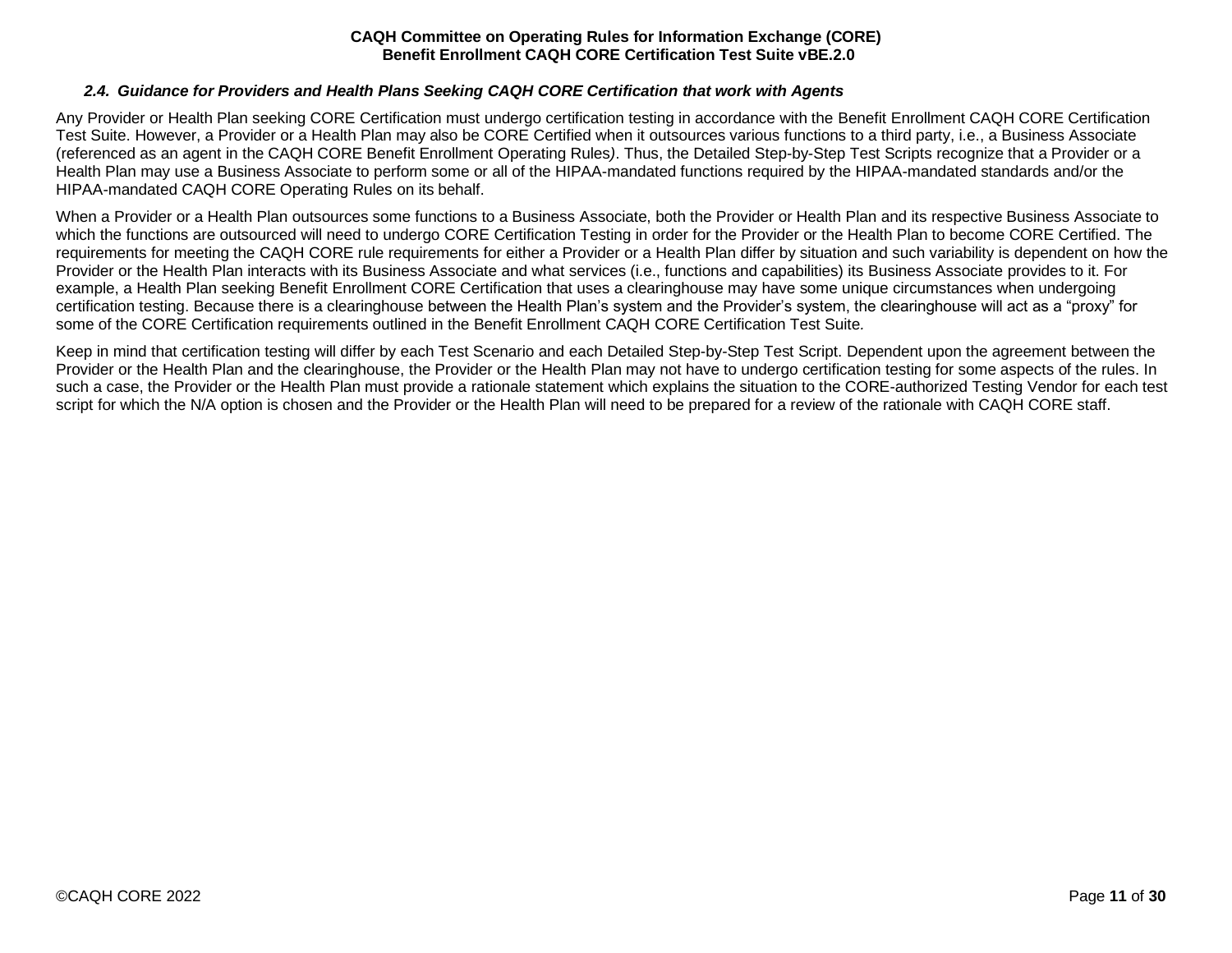### *2.4. Guidance for Providers and Health Plans Seeking CAQH CORE Certification that work with Agents*

Any Provider or Health Plan seeking CORE Certification must undergo certification testing in accordance with the Benefit Enrollment CAQH CORE Certification Test Suite. However, a Provider or a Health Plan may also be CORE Certified when it outsources various functions to a third party, i.e., a Business Associate (referenced as an agent in the CAQH CORE Benefit Enrollment Operating Rules). Thus, the Detailed Step-by-Step Test Scripts recognize that a Provider or a Health Plan may use a Business Associate to perform some or all of the HIPAA-mandated functions required by the HIPAA-mandated standards and/or the HIPAA-mandated CAQH CORE Operating Rules on its behalf.

When a Provider or a Health Plan outsources some functions to a Business Associate, both the Provider or Health Plan and its respective Business Associate to which the functions are outsourced will need to undergo CORE Certification Testing in order for the Provider or the Health Plan to become CORE Certified. The requirements for meeting the CAQH CORE rule requirements for either a Provider or a Health Plan differ by situation and such variability is dependent on how the Provider or the Health Plan interacts with its Business Associate and what services (i.e., functions and capabilities) its Business Associate provides to it. For example, a Health Plan seeking Benefit Enrollment CORE Certification that uses a clearinghouse may have some unique circumstances when undergoing certification testing. Because there is a clearinghouse between the Health Plan's system and the Provider's system, the clearinghouse will act as a "proxy" for some of the CORE Certification requirements outlined in the Benefit Enrollment CAQH CORE Certification Test Suite.

Keep in mind that certification testing will differ by each Test Scenario and each Detailed Step-by-Step Test Script. Dependent upon the agreement between the Provider or the Health Plan and the clearinghouse, the Provider or the Health Plan may not have to undergo certification testing for some aspects of the rules. In such a case, the Provider or the Health Plan must provide a rationale statement which explains the situation to the CORE-authorized Testing Vendor for each test script for which the N/A option is chosen and the Provider or the Health Plan will need to be prepared for a review of the rationale with CAQH CORE staff.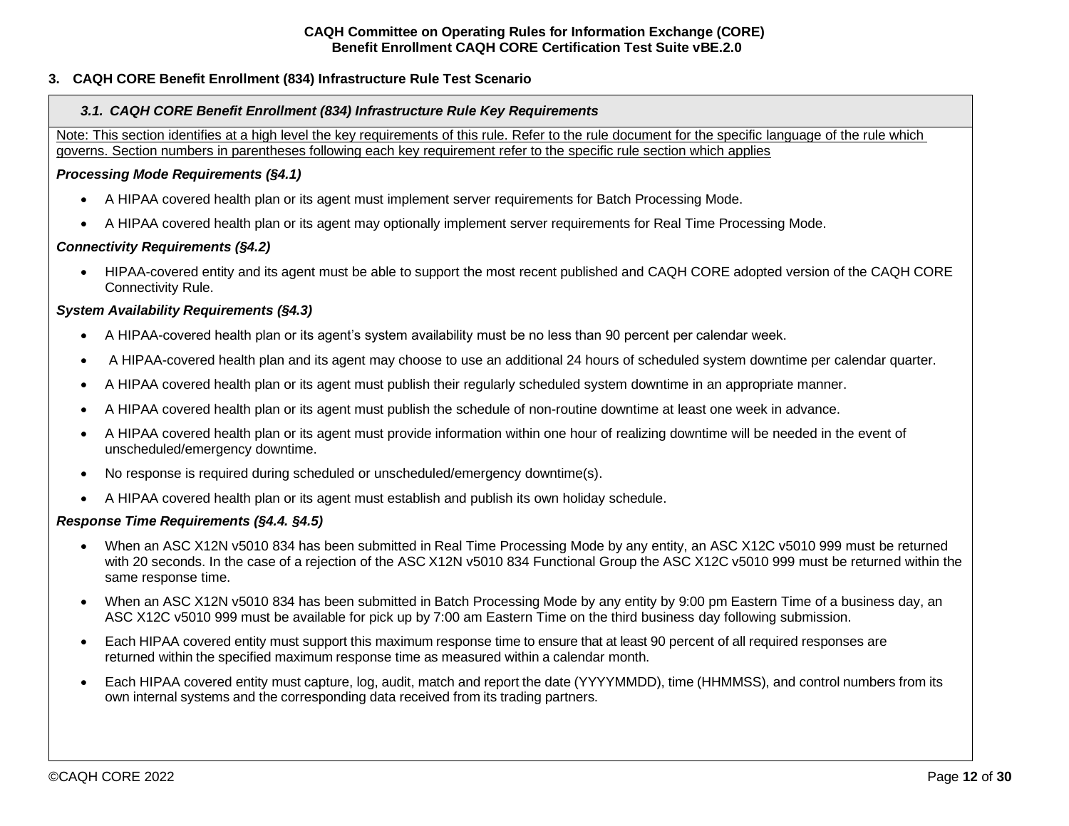## 3. CAQH CORE Benefit Enrollment (834) Infrastructure Rule Test Scenario

### *3.1. CAQH CORE Benefit Enrollment (834) Infrastructure Rule Key Requirements*

Note: This section identifies at a high level the key requirements of this rule. Refer to the rule document for the specific language of the rule which governs. Section numbers in parentheses following each key requirement refer to the specific rule section which applies

***Processing Mode Requirements (§4.1)***

- A HIPAA covered health plan or its agent must implement server requirements for Batch Processing Mode.
- A HIPAA covered health plan or its agent may optionally implement server requirements for Real Time Processing Mode.

***Connectivity Requirements (§4.2)***

- HIPAA-covered entity and its agent must be able to support the most recent published and CAQH CORE adopted version of the CAQH CORE Connectivity Rule.

***System Availability Requirements (§4.3)***

- A HIPAA-covered health plan or its agent's system availability must be no less than 90 percent per calendar week.
- A HIPAA-covered health plan and its agent may choose to use an additional 24 hours of scheduled system downtime per calendar quarter.
- A HIPAA covered health plan or its agent must publish their regularly scheduled system downtime in an appropriate manner.
- A HIPAA covered health plan or its agent must publish the schedule of non-routine downtime at least one week in advance.
- A HIPAA covered health plan or its agent must provide information within one hour of realizing downtime will be needed in the event of unscheduled/emergency downtime.
- No response is required during scheduled or unscheduled/emergency downtime(s).
- A HIPAA covered health plan or its agent must establish and publish its own holiday schedule.

***Response Time Requirements (§4.4. §4.5)***

- When an ASC X12N v5010 834 has been submitted in Real Time Processing Mode by any entity, an ASC X12C v5010 999 must be returned with 20 seconds. In the case of a rejection of the ASC X12N v5010 834 Functional Group the ASC X12C v5010 999 must be returned within the same response time.
- When an ASC X12N v5010 834 has been submitted in Batch Processing Mode by any entity by 9:00 pm Eastern Time of a business day, an ASC X12C v5010 999 must be available for pick up by 7:00 am Eastern Time on the third business day following submission.
- Each HIPAA covered entity must support this maximum response time to ensure that at least 90 percent of all required responses are returned within the specified maximum response time as measured within a calendar month.
- Each HIPAA covered entity must capture, log, audit, match and report the date (YYYYMMDD), time (HHMMSS), and control numbers from its own internal systems and the corresponding data received from its trading partners.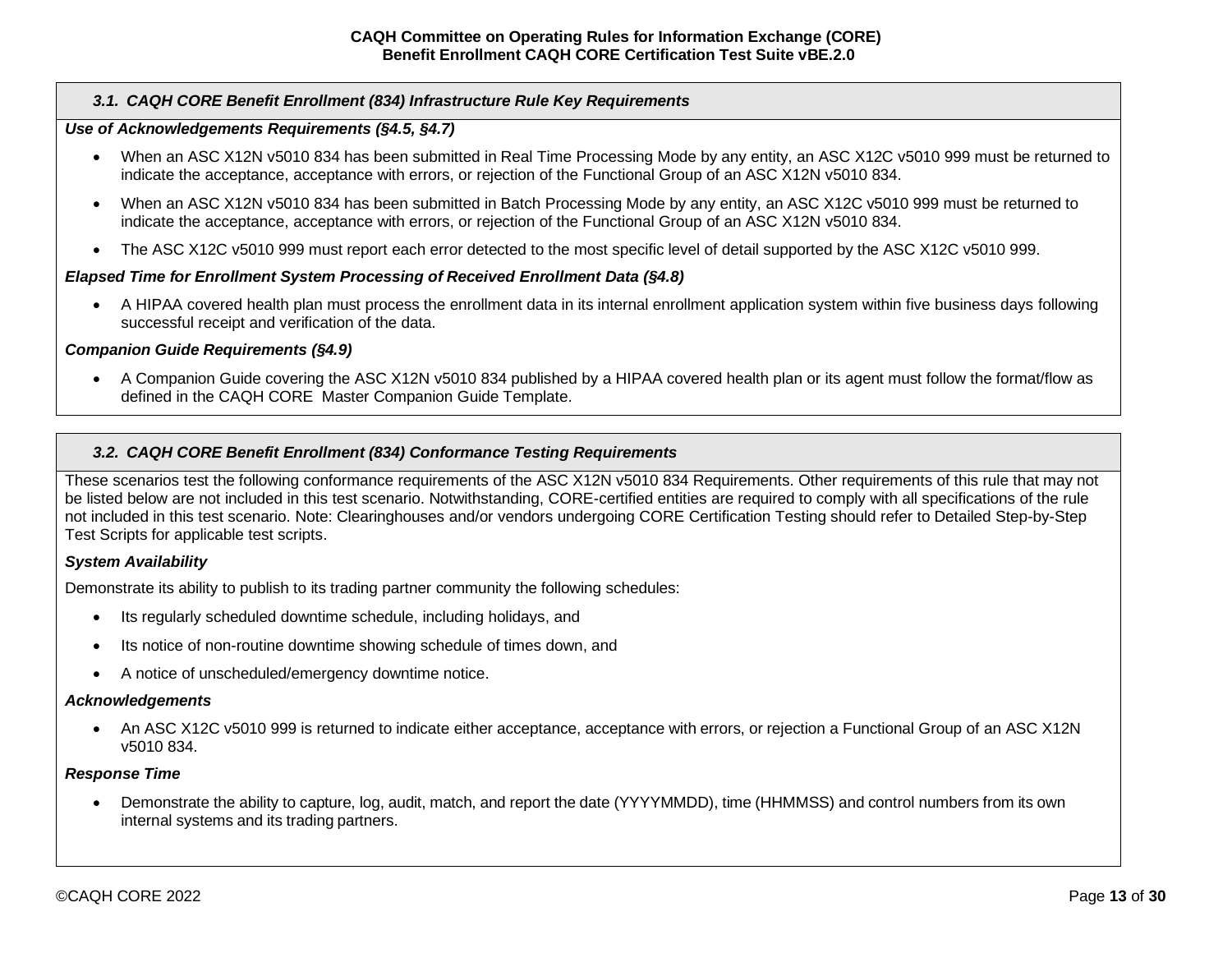### *3.1. CAQH CORE Benefit Enrollment (834) Infrastructure Rule Key Requirements*

***Use of Acknowledgements Requirements (§4.5, §4.7)***

- When an ASC X12N v5010 834 has been submitted in Real Time Processing Mode by any entity, an ASC X12C v5010 999 must be returned to indicate the acceptance, acceptance with errors, or rejection of the Functional Group of an ASC X12N v5010 834.
- When an ASC X12N v5010 834 has been submitted in Batch Processing Mode by any entity, an ASC X12C v5010 999 must be returned to indicate the acceptance, acceptance with errors, or rejection of the Functional Group of an ASC X12N v5010 834.
- The ASC X12C v5010 999 must report each error detected to the most specific level of detail supported by the ASC X12C v5010 999.

***Elapsed Time for Enrollment System Processing of Received Enrollment Data (§4.8)***

- A HIPAA covered health plan must process the enrollment data in its internal enrollment application system within five business days following successful receipt and verification of the data.

***Companion Guide Requirements (§4.9)***

- A Companion Guide covering the ASC X12N v5010 834 published by a HIPAA covered health plan or its agent must follow the format/flow as defined in the CAQH CORE Master Companion Guide Template.

### *3.2. CAQH CORE Benefit Enrollment (834) Conformance Testing Requirements*

These scenarios test the following conformance requirements of the ASC X12N v5010 834 Requirements. Other requirements of this rule that may not be listed below are not included in this test scenario. Notwithstanding, CORE-certified entities are required to comply with all specifications of the rule not included in this test scenario. Note: Clearinghouses and/or vendors undergoing CORE Certification Testing should refer to Detailed Step-by-Step Test Scripts for applicable test scripts.

***System Availability***

Demonstrate its ability to publish to its trading partner community the following schedules:

- Its regularly scheduled downtime schedule, including holidays, and
- Its notice of non-routine downtime showing schedule of times down, and
- A notice of unscheduled/emergency downtime notice.

***Acknowledgements***

- An ASC X12C v5010 999 is returned to indicate either acceptance, acceptance with errors, or rejection a Functional Group of an ASC X12N v5010 834.

***Response Time***

- Demonstrate the ability to capture, log, audit, match, and report the date (YYYYMMDD), time (HHMMSS) and control numbers from its own internal systems and its trading partners.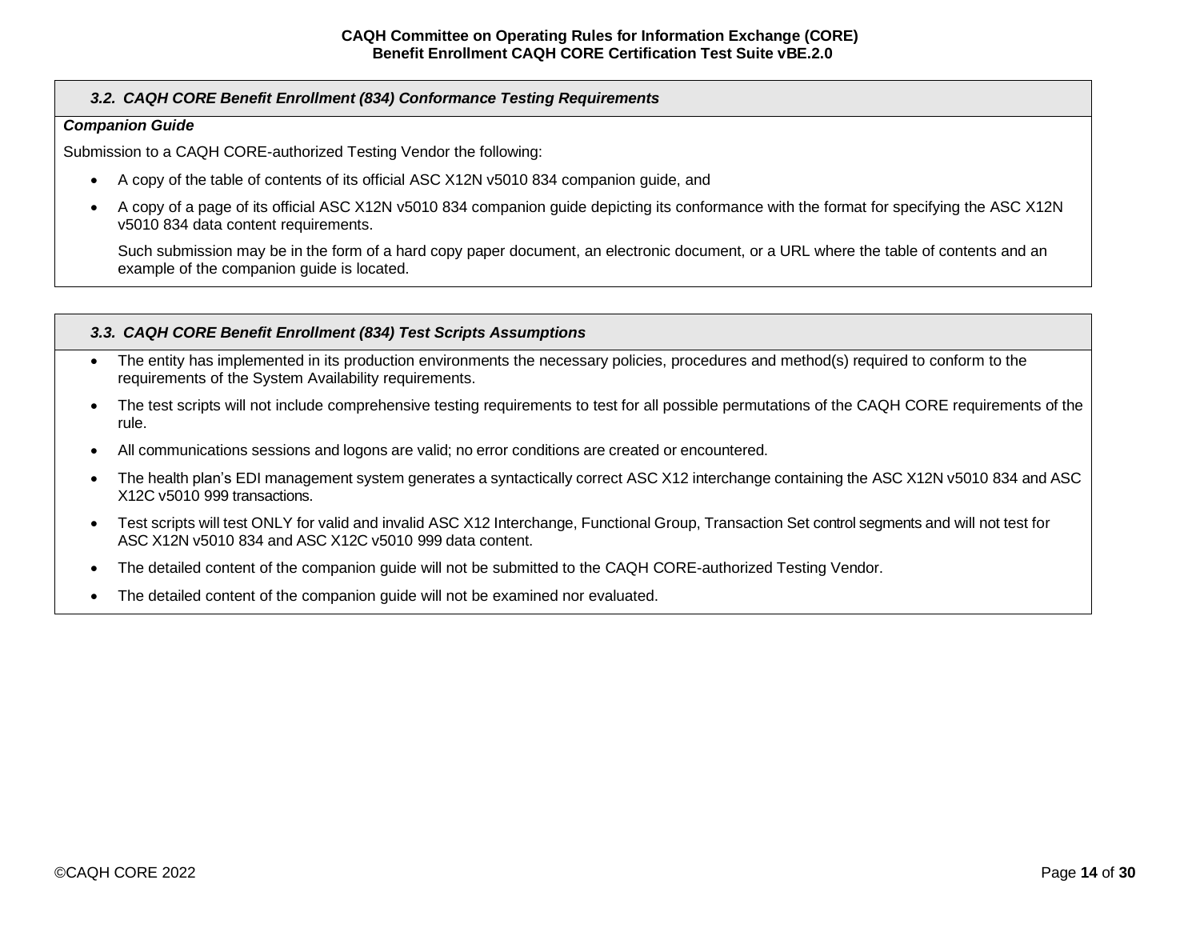### *3.2. CAQH CORE Benefit Enrollment (834) Conformance Testing Requirements*

***Companion Guide***

Submission to a CAQH CORE-authorized Testing Vendor the following:

- A copy of the table of contents of its official ASC X12N v5010 834 companion guide, and
- A copy of a page of its official ASC X12N v5010 834 companion guide depicting its conformance with the format for specifying the ASC X12N v5010 834 data content requirements.

  Such submission may be in the form of a hard copy paper document, an electronic document, or a URL where the table of contents and an example of the companion guide is located.

### *3.3. CAQH CORE Benefit Enrollment (834) Test Scripts Assumptions*

- The entity has implemented in its production environments the necessary policies, procedures and method(s) required to conform to the requirements of the System Availability requirements.
- The test scripts will not include comprehensive testing requirements to test for all possible permutations of the CAQH CORE requirements of the rule.
- All communications sessions and logons are valid; no error conditions are created or encountered.
- The health plan's EDI management system generates a syntactically correct ASC X12 interchange containing the ASC X12N v5010 834 and ASC X12C v5010 999 transactions.
- Test scripts will test ONLY for valid and invalid ASC X12 Interchange, Functional Group, Transaction Set control segments and will not test for ASC X12N v5010 834 and ASC X12C v5010 999 data content.
- The detailed content of the companion guide will not be submitted to the CAQH CORE-authorized Testing Vendor.
- The detailed content of the companion guide will not be examined nor evaluated.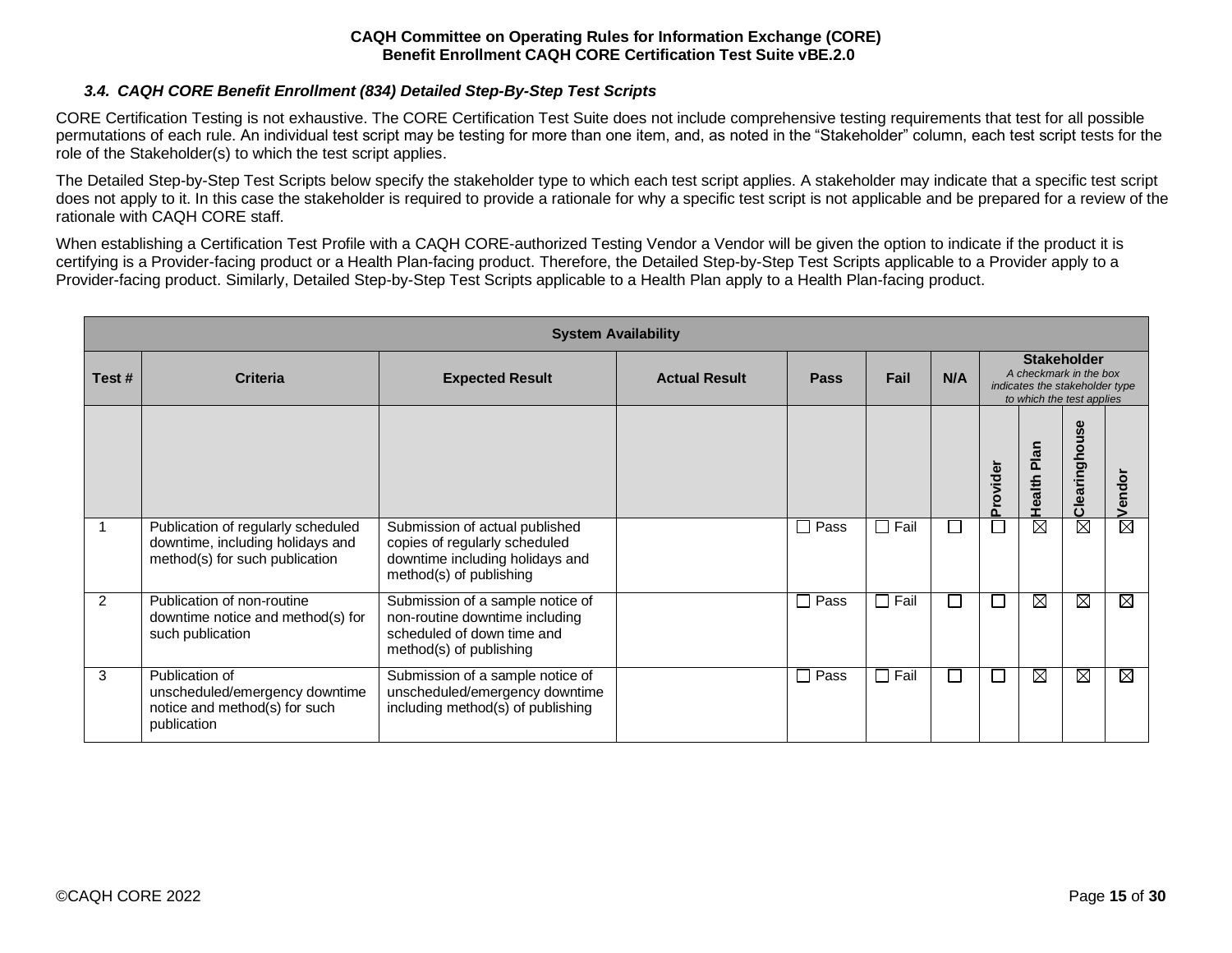### 3.4. CAQH CORE Benefit Enrollment (834) Detailed Step-By-Step Test Scripts

CORE Certification Testing is not exhaustive. The CORE Certification Test Suite does not include comprehensive testing requirements that test for all possible permutations of each rule. An individual test script may be testing for more than one item, and, as noted in the "Stakeholder" column, each test script tests for the role of the Stakeholder(s) to which the test script applies.

The Detailed Step-by-Step Test Scripts below specify the stakeholder type to which each test script applies. A stakeholder may indicate that a specific test script does not apply to it. In this case the stakeholder is required to provide a rationale for why a specific test script is not applicable and be prepared for a review of the rationale with CAQH CORE staff.

When establishing a Certification Test Profile with a CAQH CORE-authorized Testing Vendor a Vendor will be given the option to indicate if the product it is certifying is a Provider-facing product or a Health Plan-facing product. Therefore, the Detailed Step-by-Step Test Scripts applicable to a Provider apply to a Provider-facing product. Similarly, Detailed Step-by-Step Test Scripts applicable to a Health Plan apply to a Health Plan-facing product.

| System Availability | | | | | | | | | | |
|---|---|---|---|---|---|---|---|---|---|---|
| Test # | Criteria | Expected Result | Actual Result | Pass | Fail | N/A | **Stakeholder** *A checkmark in the box indicates the stakeholder type to which the test applies* | | | |
| | | | | | | | Provider | Health Plan | Clearinghouse | Vendor |
| 1 | Publication of regularly scheduled downtime, including holidays and method(s) for such publication | Submission of actual published copies of regularly scheduled downtime including holidays and method(s) of publishing | | ☐ Pass | ☐ Fail | ☐ | ☐ | ☒ | ☒ | ☒ |
| 2 | Publication of non-routine downtime notice and method(s) for such publication | Submission of a sample notice of non-routine downtime including scheduled of down time and method(s) of publishing | | ☐ Pass | ☐ Fail | ☐ | ☐ | ☒ | ☒ | ☒ |
| 3 | Publication of unscheduled/emergency downtime notice and method(s) for such publication | Submission of a sample notice of unscheduled/emergency downtime including method(s) of publishing | | ☐ Pass | ☐ Fail | ☐ | ☐ | ☒ | ☒ | ☒ |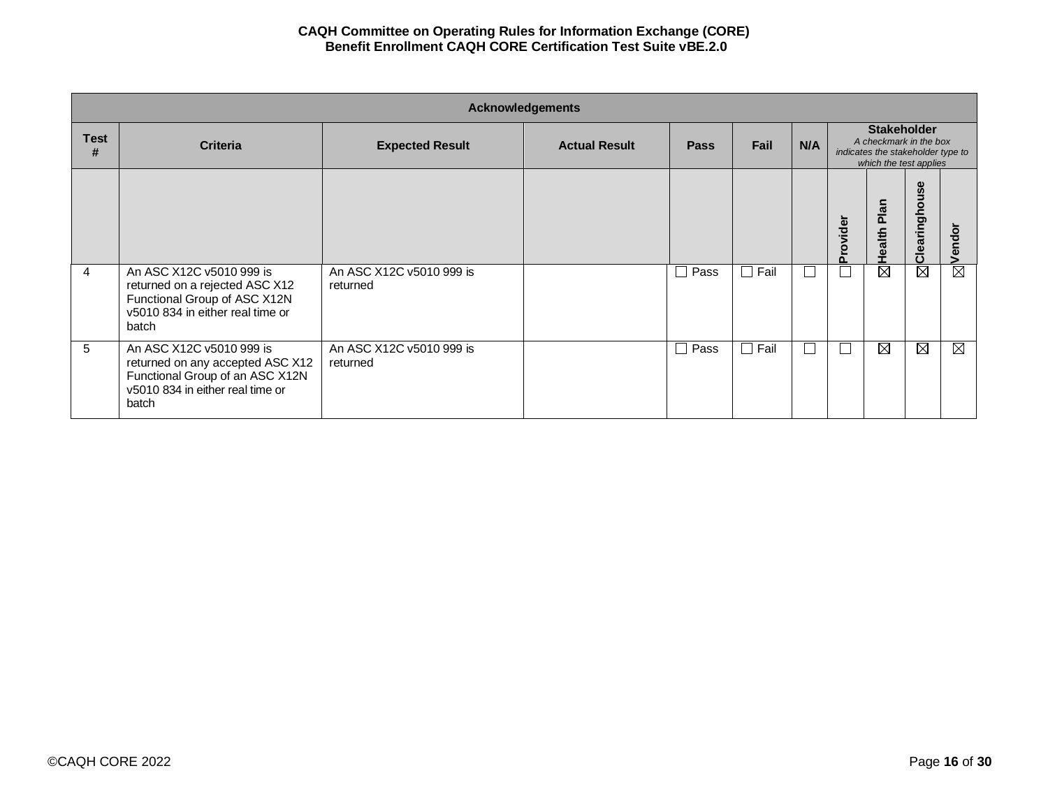| Acknowledgements | | | | | | | | | | |
|---|---|---|---|---|---|---|---|---|---|---|
| Test # | Criteria | Expected Result | Actual Result | Pass | Fail | N/A | **Stakeholder** *A checkmark in the box indicates the stakeholder type to which the test applies* | | | |
| | | | | | | | Provider | Health Plan | Clearinghouse | Vendor |
| 4 | An ASC X12C v5010 999 is returned on a rejected ASC X12 Functional Group of ASC X12N v5010 834 in either real time or batch | An ASC X12C v5010 999 is returned | | ☐ Pass | ☐ Fail | ☐ | ☐ | ☒ | ☒ | ☒ |
| 5 | An ASC X12C v5010 999 is returned on any accepted ASC X12 Functional Group of an ASC X12N v5010 834 in either real time or batch | An ASC X12C v5010 999 is returned | | ☐ Pass | ☐ Fail | ☐ | ☐ | ☒ | ☒ | ☒ |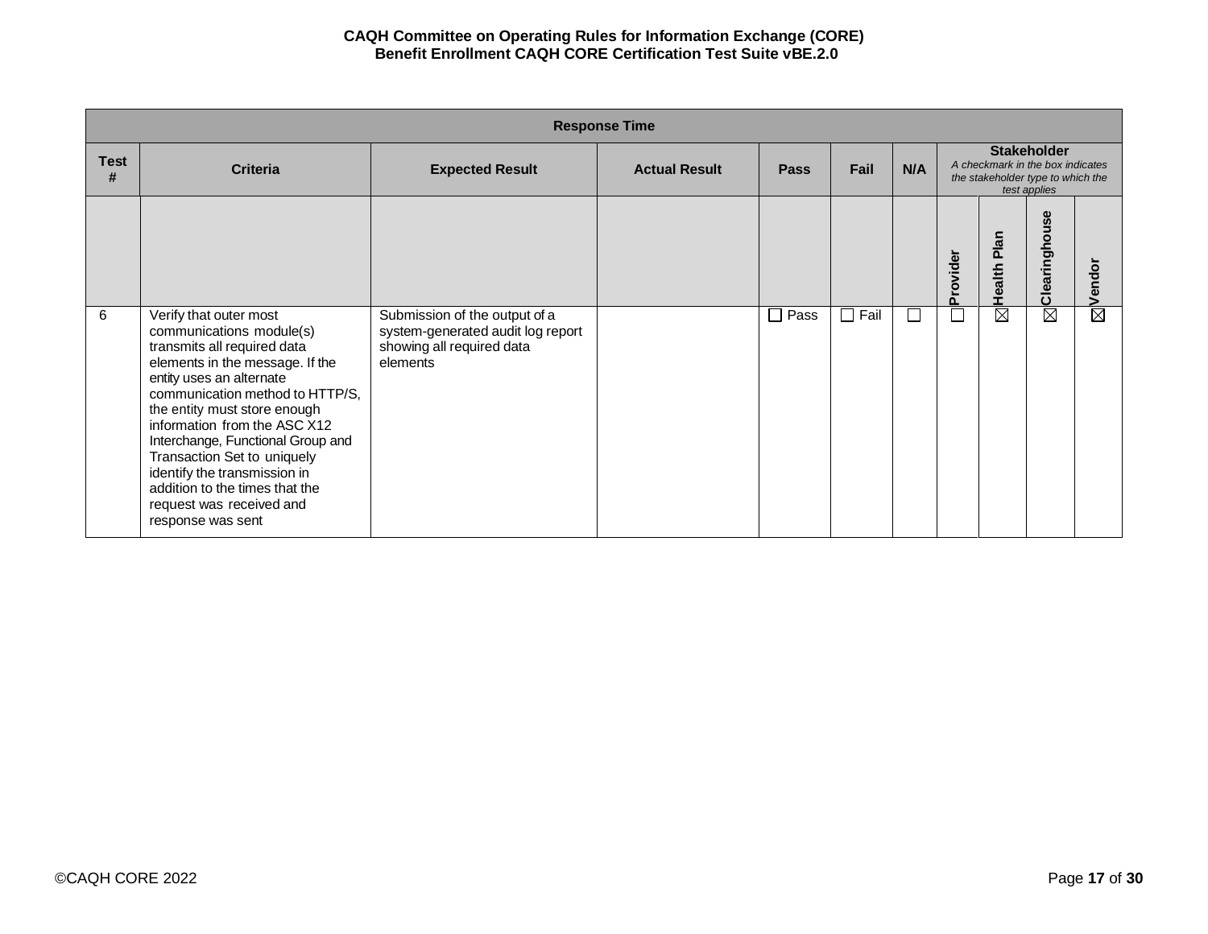| Response Time | | | | | | | | | | |
|---|---|---|---|---|---|---|---|---|---|---|
| Test # | Criteria | Expected Result | Actual Result | Pass | Fail | N/A | Stakeholder *A checkmark in the box indicates the stakeholder type to which the test applies* | | | |
| | | | | | | | Provider | Health Plan | Clearinghouse | Vendor |
| 6 | Verify that outer most communications module(s) transmits all required data elements in the message. If the entity uses an alternate communication method to HTTP/S, the entity must store enough information from the ASC X12 Interchange, Functional Group and Transaction Set to uniquely identify the transmission in addition to the times that the request was received and response was sent | Submission of the output of a system-generated audit log report showing all required data elements | | ☐ Pass | ☐ Fail | ☐ | ☐ | ☒ | ☒ | ☒ |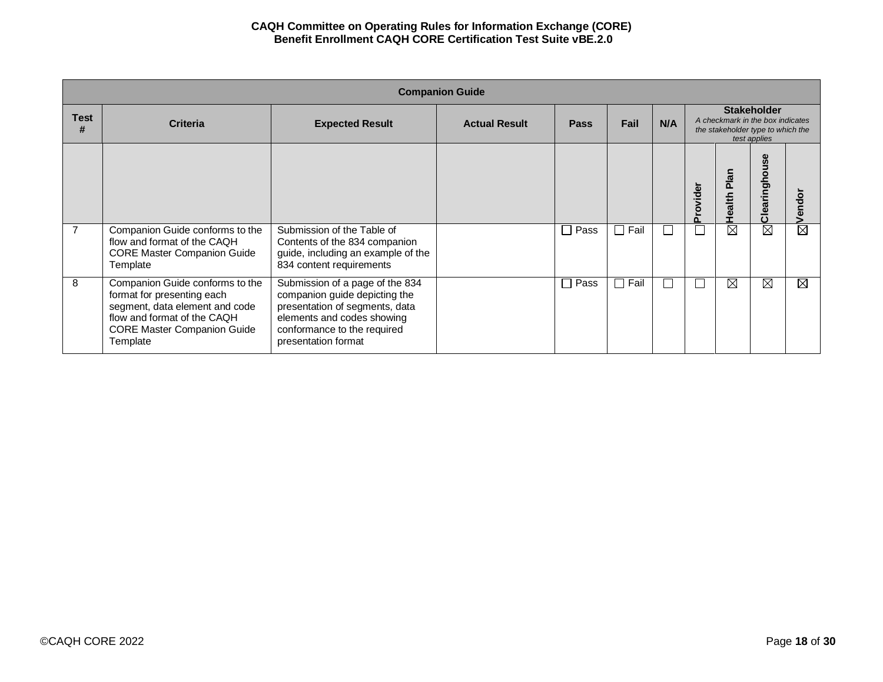| Companion Guide | | | | | | | | | | |
|---|---|---|---|---|---|---|---|---|---|---|
| **Test #** | **Criteria** | **Expected Result** | **Actual Result** | **Pass** | **Fail** | **N/A** | **Stakeholder** *A checkmark in the box indicates the stakeholder type to which the test applies* | | | |
| | | | | | | | **Provider** | **Health Plan** | **Clearinghouse** | **Vendor** |
| 7 | Companion Guide conforms to the flow and format of the CAQH CORE Master Companion Guide Template | Submission of the Table of Contents of the 834 companion guide, including an example of the 834 content requirements | | ☐ Pass | ☐ Fail | ☐ | ☐ | ☒ | ☒ | ☒ |
| 8 | Companion Guide conforms to the format for presenting each segment, data element and code flow and format of the CAQH CORE Master Companion Guide Template | Submission of a page of the 834 companion guide depicting the presentation of segments, data elements and codes showing conformance to the required presentation format | | ☐ Pass | ☐ Fail | ☐ | ☐ | ☒ | ☒ | ☒ |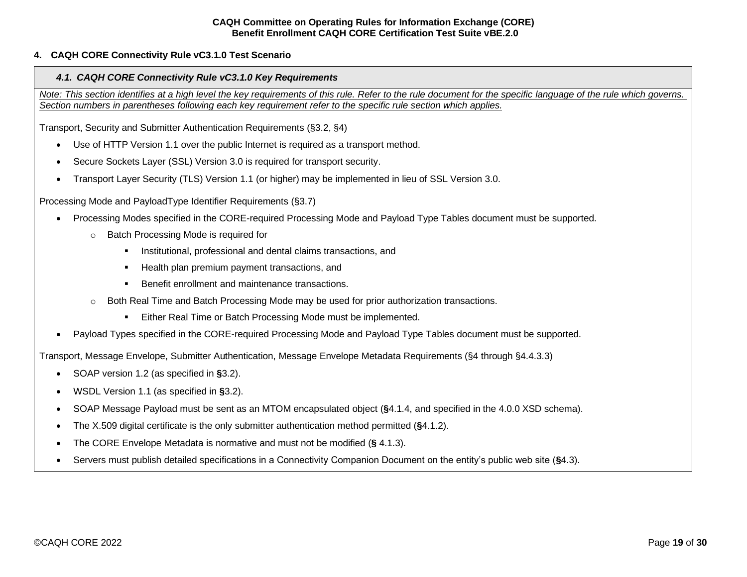## 4. CAQH CORE Connectivity Rule vC3.1.0 Test Scenario

### *4.1. CAQH CORE Connectivity Rule vC3.1.0 Key Requirements*

*Note: This section identifies at a high level the key requirements of this rule. Refer to the rule document for the specific language of the rule which governs. Section numbers in parentheses following each key requirement refer to the specific rule section which applies.*

Transport, Security and Submitter Authentication Requirements (§3.2, §4)

- Use of HTTP Version 1.1 over the public Internet is required as a transport method.
- Secure Sockets Layer (SSL) Version 3.0 is required for transport security.
- Transport Layer Security (TLS) Version 1.1 (or higher) may be implemented in lieu of SSL Version 3.0.

Processing Mode and PayloadType Identifier Requirements (§3.7)

- Processing Modes specified in the CORE-required Processing Mode and Payload Type Tables document must be supported.
  - Batch Processing Mode is required for
    - Institutional, professional and dental claims transactions, and
    - Health plan premium payment transactions, and
    - Benefit enrollment and maintenance transactions.
  - Both Real Time and Batch Processing Mode may be used for prior authorization transactions.
    - Either Real Time or Batch Processing Mode must be implemented.
- Payload Types specified in the CORE-required Processing Mode and Payload Type Tables document must be supported.

Transport, Message Envelope, Submitter Authentication, Message Envelope Metadata Requirements (§4 through §4.4.3.3)

- SOAP version 1.2 (as specified in **§**3.2).
- WSDL Version 1.1 (as specified in **§**3.2).
- SOAP Message Payload must be sent as an MTOM encapsulated object (**§**4.1.4, and specified in the 4.0.0 XSD schema).
- The X.509 digital certificate is the only submitter authentication method permitted (**§**4.1.2).
- The CORE Envelope Metadata is normative and must not be modified (**§** 4.1.3).
- Servers must publish detailed specifications in a Connectivity Companion Document on the entity's public web site (**§**4.3).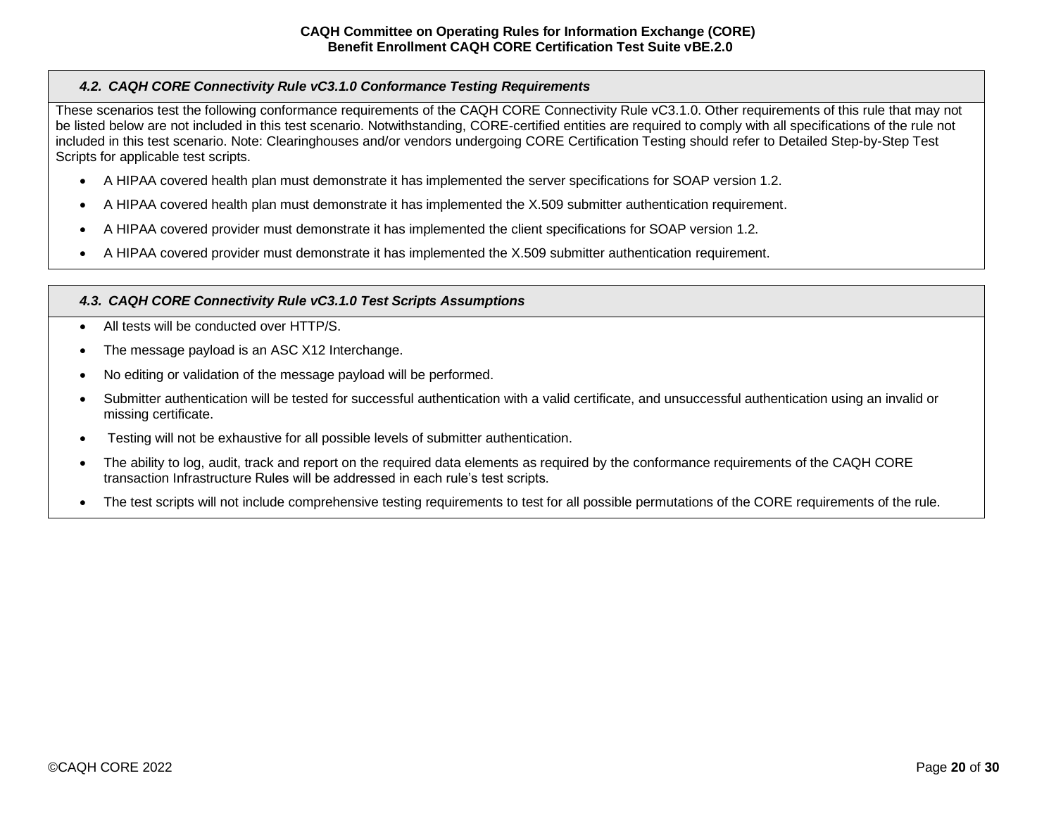### *4.2. CAQH CORE Connectivity Rule vC3.1.0 Conformance Testing Requirements*

These scenarios test the following conformance requirements of the CAQH CORE Connectivity Rule vC3.1.0. Other requirements of this rule that may not be listed below are not included in this test scenario. Notwithstanding, CORE-certified entities are required to comply with all specifications of the rule not included in this test scenario. Note: Clearinghouses and/or vendors undergoing CORE Certification Testing should refer to Detailed Step-by-Step Test Scripts for applicable test scripts.

- A HIPAA covered health plan must demonstrate it has implemented the server specifications for SOAP version 1.2.
- A HIPAA covered health plan must demonstrate it has implemented the X.509 submitter authentication requirement.
- A HIPAA covered provider must demonstrate it has implemented the client specifications for SOAP version 1.2.
- A HIPAA covered provider must demonstrate it has implemented the X.509 submitter authentication requirement.

### *4.3. CAQH CORE Connectivity Rule vC3.1.0 Test Scripts Assumptions*

- All tests will be conducted over HTTP/S.
- The message payload is an ASC X12 Interchange.
- No editing or validation of the message payload will be performed.
- Submitter authentication will be tested for successful authentication with a valid certificate, and unsuccessful authentication using an invalid or missing certificate.
- Testing will not be exhaustive for all possible levels of submitter authentication.
- The ability to log, audit, track and report on the required data elements as required by the conformance requirements of the CAQH CORE transaction Infrastructure Rules will be addressed in each rule's test scripts.
- The test scripts will not include comprehensive testing requirements to test for all possible permutations of the CORE requirements of the rule.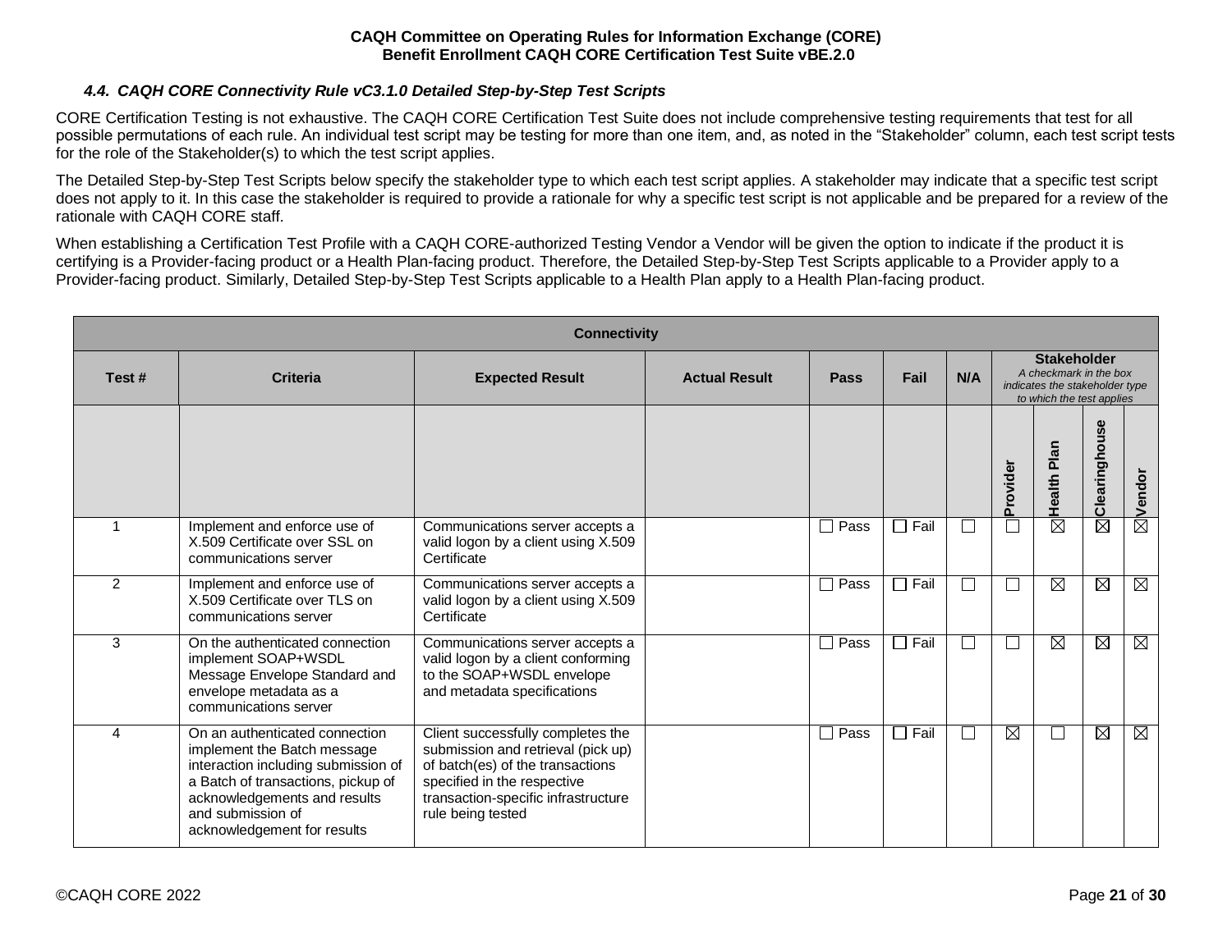#### *4.4. CAQH CORE Connectivity Rule vC3.1.0 Detailed Step-by-Step Test Scripts*

CORE Certification Testing is not exhaustive. The CAQH CORE Certification Test Suite does not include comprehensive testing requirements that test for all possible permutations of each rule. An individual test script may be testing for more than one item, and, as noted in the "Stakeholder" column, each test script tests for the role of the Stakeholder(s) to which the test script applies.

The Detailed Step-by-Step Test Scripts below specify the stakeholder type to which each test script applies. A stakeholder may indicate that a specific test script does not apply to it. In this case the stakeholder is required to provide a rationale for why a specific test script is not applicable and be prepared for a review of the rationale with CAQH CORE staff.

When establishing a Certification Test Profile with a CAQH CORE-authorized Testing Vendor a Vendor will be given the option to indicate if the product it is certifying is a Provider-facing product or a Health Plan-facing product. Therefore, the Detailed Step-by-Step Test Scripts applicable to a Provider apply to a Provider-facing product. Similarly, Detailed Step-by-Step Test Scripts applicable to a Health Plan apply to a Health Plan-facing product.

| **Connectivity** | | | | | | | | | | |
|---|---|---|---|---|---|---|---|---|---|---|
| **Test #** | **Criteria** | **Expected Result** | **Actual Result** | **Pass** | **Fail** | **N/A** | **Stakeholder** *A checkmark in the box indicates the stakeholder type to which the test applies* | | | |
| | | | | | | | **Provider** | **Health Plan** | **Clearinghouse** | **Vendor** |
| 1 | Implement and enforce use of X.509 Certificate over SSL on communications server | Communications server accepts a valid logon by a client using X.509 Certificate | | ☐ Pass | ☐ Fail | ☐ | ☐ | ☒ | ☒ | ☒ |
| 2 | Implement and enforce use of X.509 Certificate over TLS on communications server | Communications server accepts a valid logon by a client using X.509 Certificate | | ☐ Pass | ☐ Fail | ☐ | ☐ | ☒ | ☒ | ☒ |
| 3 | On the authenticated connection implement SOAP+WSDL Message Envelope Standard and envelope metadata as a communications server | Communications server accepts a valid logon by a client conforming to the SOAP+WSDL envelope and metadata specifications | | ☐ Pass | ☐ Fail | ☐ | ☐ | ☒ | ☒ | ☒ |
| 4 | On an authenticated connection implement the Batch message interaction including submission of a Batch of transactions, pickup of acknowledgements and results and submission of acknowledgement for results | Client successfully completes the submission and retrieval (pick up) of batch(es) of the transactions specified in the respective transaction-specific infrastructure rule being tested | | ☐ Pass | ☐ Fail | ☐ | ☒ | ☐ | ☒ | ☒ |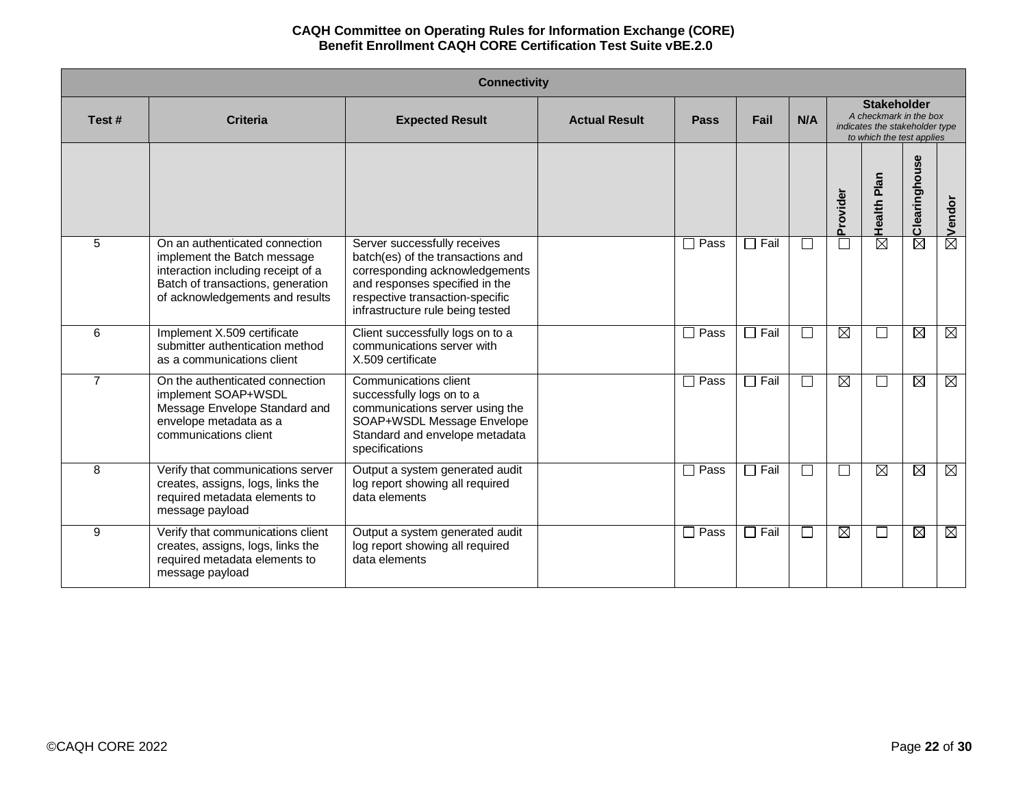| Connectivity | | | | | | | | | | |
|---|---|---|---|---|---|---|---|---|---|---|
| **Test #** | **Criteria** | **Expected Result** | **Actual Result** | **Pass** | **Fail** | **N/A** | **Stakeholder** *A checkmark in the box indicates the stakeholder type to which the test applies* | | | |
| | | | | | | | **Provider** | **Health Plan** | **Clearinghouse** | **Vendor** |
| 5 | On an authenticated connection implement the Batch message interaction including receipt of a Batch of transactions, generation of acknowledgements and results | Server successfully receives batch(es) of the transactions and corresponding acknowledgements and responses specified in the respective transaction-specific infrastructure rule being tested | | ☐ Pass | ☐ Fail | ☐ | ☐ | ☒ | ☒ | ☒ |
| 6 | Implement X.509 certificate submitter authentication method as a communications client | Client successfully logs on to a communications server with X.509 certificate | | ☐ Pass | ☐ Fail | ☐ | ☒ | ☐ | ☒ | ☒ |
| 7 | On the authenticated connection implement SOAP+WSDL Message Envelope Standard and envelope metadata as a communications client | Communications client successfully logs on to a communications server using the SOAP+WSDL Message Envelope Standard and envelope metadata specifications | | ☐ Pass | ☐ Fail | ☐ | ☒ | ☐ | ☒ | ☒ |
| 8 | Verify that communications server creates, assigns, logs, links the required metadata elements to message payload | Output a system generated audit log report showing all required data elements | | ☐ Pass | ☐ Fail | ☐ | ☐ | ☒ | ☒ | ☒ |
| 9 | Verify that communications client creates, assigns, logs, links the required metadata elements to message payload | Output a system generated audit log report showing all required data elements | | ☐ Pass | ☐ Fail | ☐ | ☒ | ☐ | ☒ | ☒ |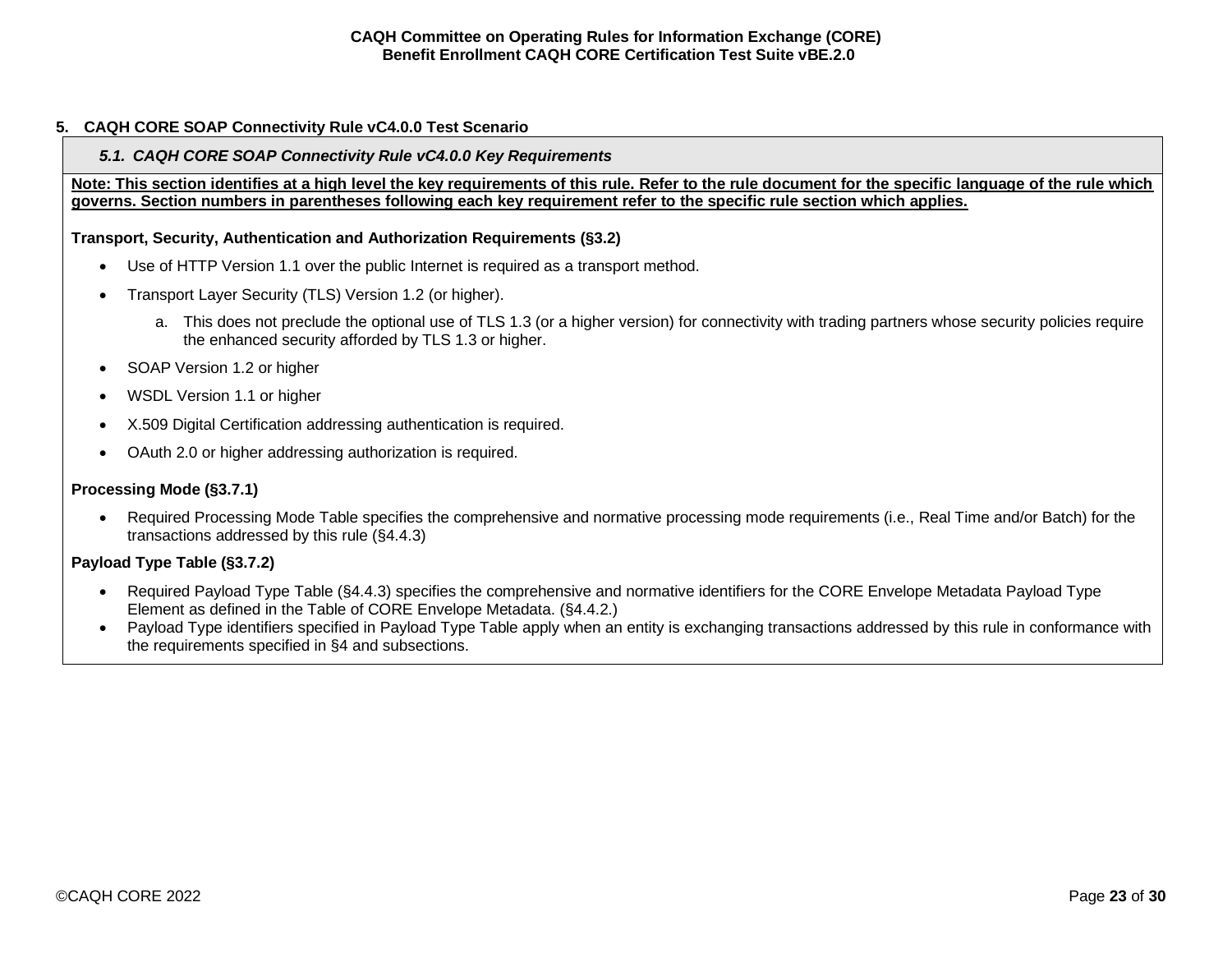## 5. CAQH CORE SOAP Connectivity Rule vC4.0.0 Test Scenario

### *5.1. CAQH CORE SOAP Connectivity Rule vC4.0.0 Key Requirements*

**Note: This section identifies at a high level the key requirements of this rule. Refer to the rule document for the specific language of the rule which governs. Section numbers in parentheses following each key requirement refer to the specific rule section which applies.**

**Transport, Security, Authentication and Authorization Requirements (§3.2)**

- Use of HTTP Version 1.1 over the public Internet is required as a transport method.
- Transport Layer Security (TLS) Version 1.2 (or higher).
    a. This does not preclude the optional use of TLS 1.3 (or a higher version) for connectivity with trading partners whose security policies require the enhanced security afforded by TLS 1.3 or higher.
- SOAP Version 1.2 or higher
- WSDL Version 1.1 or higher
- X.509 Digital Certification addressing authentication is required.
- OAuth 2.0 or higher addressing authorization is required.

**Processing Mode (§3.7.1)**

- Required Processing Mode Table specifies the comprehensive and normative processing mode requirements (i.e., Real Time and/or Batch) for the transactions addressed by this rule (§4.4.3)

**Payload Type Table (§3.7.2)**

- Required Payload Type Table (§4.4.3) specifies the comprehensive and normative identifiers for the CORE Envelope Metadata Payload Type Element as defined in the Table of CORE Envelope Metadata. (§4.4.2.)
- Payload Type identifiers specified in Payload Type Table apply when an entity is exchanging transactions addressed by this rule in conformance with the requirements specified in §4 and subsections.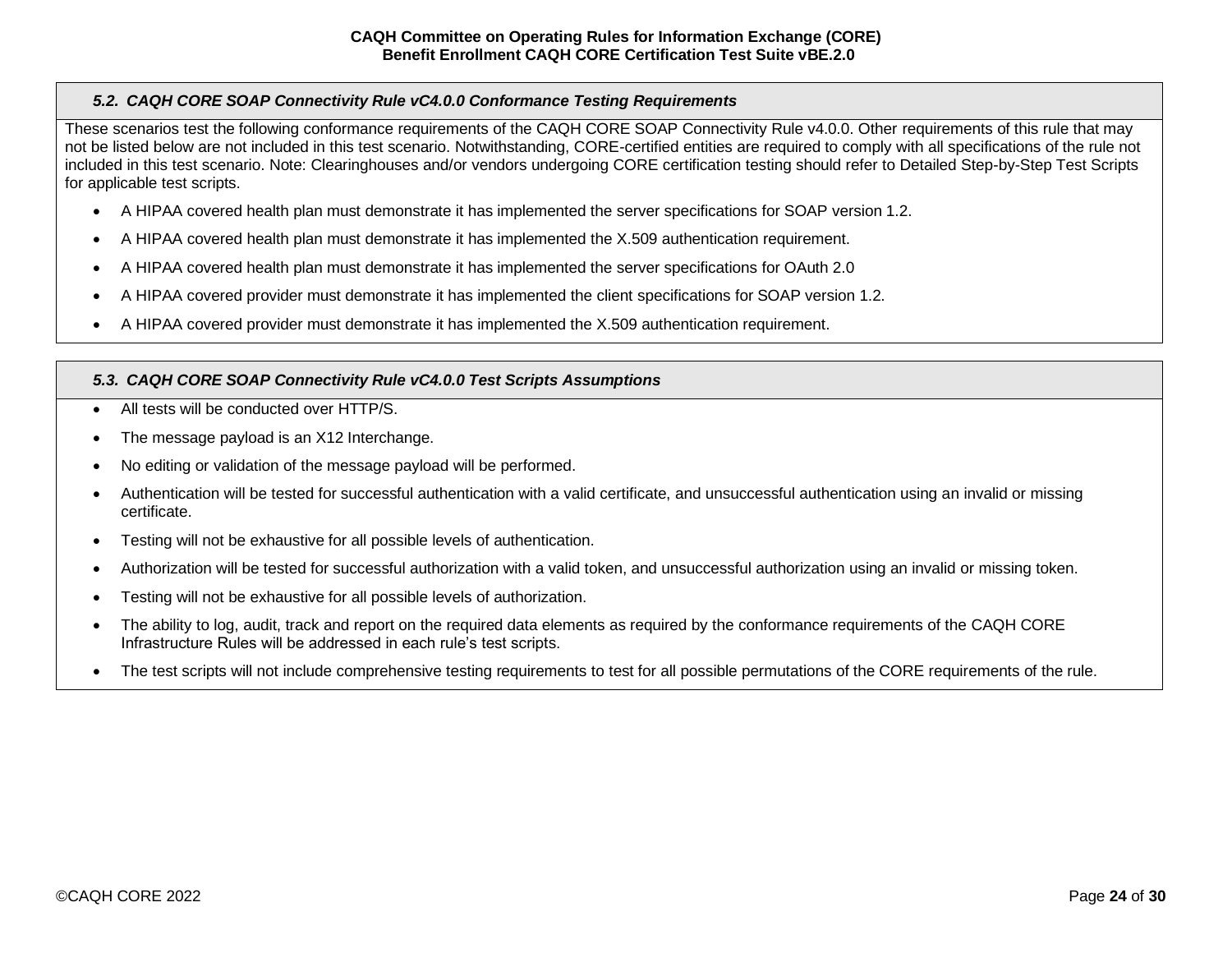### *5.2. CAQH CORE SOAP Connectivity Rule vC4.0.0 Conformance Testing Requirements*

These scenarios test the following conformance requirements of the CAQH CORE SOAP Connectivity Rule v4.0.0. Other requirements of this rule that may not be listed below are not included in this test scenario. Notwithstanding, CORE-certified entities are required to comply with all specifications of the rule not included in this test scenario. Note: Clearinghouses and/or vendors undergoing CORE certification testing should refer to Detailed Step-by-Step Test Scripts for applicable test scripts.

- A HIPAA covered health plan must demonstrate it has implemented the server specifications for SOAP version 1.2.
- A HIPAA covered health plan must demonstrate it has implemented the X.509 authentication requirement.
- A HIPAA covered health plan must demonstrate it has implemented the server specifications for OAuth 2.0
- A HIPAA covered provider must demonstrate it has implemented the client specifications for SOAP version 1.2.
- A HIPAA covered provider must demonstrate it has implemented the X.509 authentication requirement.

### *5.3. CAQH CORE SOAP Connectivity Rule vC4.0.0 Test Scripts Assumptions*

- All tests will be conducted over HTTP/S.
- The message payload is an X12 Interchange.
- No editing or validation of the message payload will be performed.
- Authentication will be tested for successful authentication with a valid certificate, and unsuccessful authentication using an invalid or missing certificate.
- Testing will not be exhaustive for all possible levels of authentication.
- Authorization will be tested for successful authorization with a valid token, and unsuccessful authorization using an invalid or missing token.
- Testing will not be exhaustive for all possible levels of authorization.
- The ability to log, audit, track and report on the required data elements as required by the conformance requirements of the CAQH CORE Infrastructure Rules will be addressed in each rule's test scripts.
- The test scripts will not include comprehensive testing requirements to test for all possible permutations of the CORE requirements of the rule.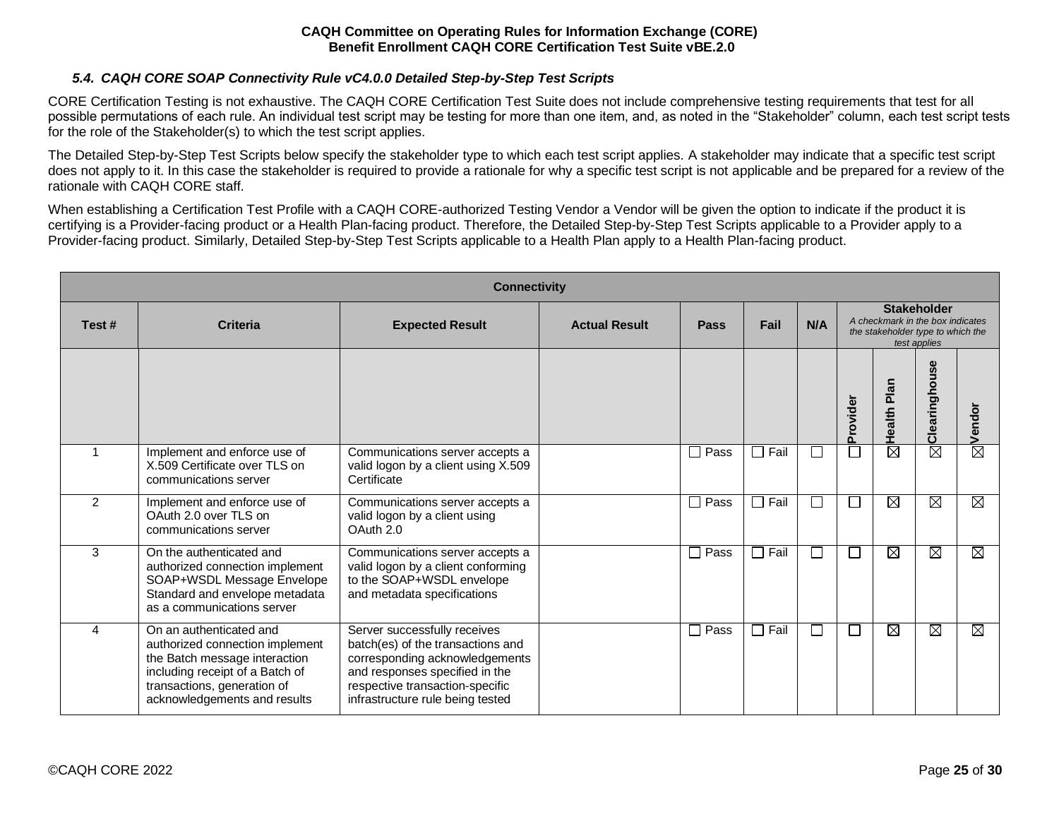### *5.4. CAQH CORE SOAP Connectivity Rule vC4.0.0 Detailed Step-by-Step Test Scripts*

CORE Certification Testing is not exhaustive. The CAQH CORE Certification Test Suite does not include comprehensive testing requirements that test for all possible permutations of each rule. An individual test script may be testing for more than one item, and, as noted in the "Stakeholder" column, each test script tests for the role of the Stakeholder(s) to which the test script applies.

The Detailed Step-by-Step Test Scripts below specify the stakeholder type to which each test script applies. A stakeholder may indicate that a specific test script does not apply to it. In this case the stakeholder is required to provide a rationale for why a specific test script is not applicable and be prepared for a review of the rationale with CAQH CORE staff.

When establishing a Certification Test Profile with a CAQH CORE-authorized Testing Vendor a Vendor will be given the option to indicate if the product it is certifying is a Provider-facing product or a Health Plan-facing product. Therefore, the Detailed Step-by-Step Test Scripts applicable to a Provider apply to a Provider-facing product. Similarly, Detailed Step-by-Step Test Scripts applicable to a Health Plan apply to a Health Plan-facing product.

| **Connectivity** | | | | | | | | | | |
|---|---|---|---|---|---|---|---|---|---|---|
| **Test #** | **Criteria** | **Expected Result** | **Actual Result** | **Pass** | **Fail** | **N/A** | **Stakeholder** *A checkmark in the box indicates the stakeholder type to which the test applies* | | | |
| | | | | | | | **Provider** | **Health Plan** | **Clearinghouse** | **Vendor** |
| 1 | Implement and enforce use of X.509 Certificate over TLS on communications server | Communications server accepts a valid logon by a client using X.509 Certificate | | ☐ Pass | ☐ Fail | ☐ | ☐ | ☒ | ☒ | ☒ |
| 2 | Implement and enforce use of OAuth 2.0 over TLS on communications server | Communications server accepts a valid logon by a client using OAuth 2.0 | | ☐ Pass | ☐ Fail | ☐ | ☐ | ☒ | ☒ | ☒ |
| 3 | On the authenticated and authorized connection implement SOAP+WSDL Message Envelope Standard and envelope metadata as a communications server | Communications server accepts a valid logon by a client conforming to the SOAP+WSDL envelope and metadata specifications | | ☐ Pass | ☐ Fail | ☐ | ☐ | ☒ | ☒ | ☒ |
| 4 | On an authenticated and authorized connection implement the Batch message interaction including receipt of a Batch of transactions, generation of acknowledgements and results | Server successfully receives batch(es) of the transactions and corresponding acknowledgements and responses specified in the respective transaction-specific infrastructure rule being tested | | ☐ Pass | ☐ Fail | ☐ | ☐ | ☒ | ☒ | ☒ |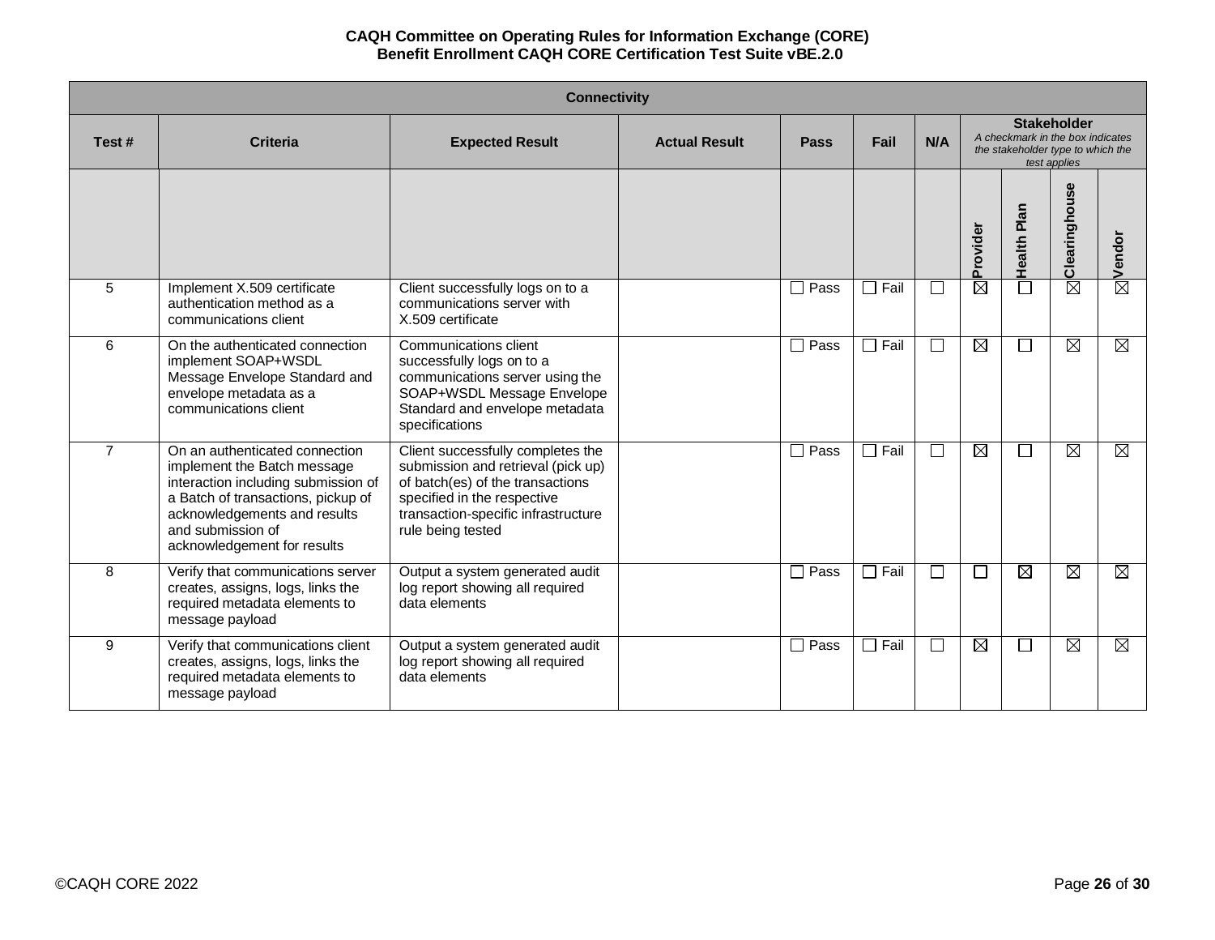**CAQH Committee on Operating Rules for Information Exchange (CORE)**
**Benefit Enrollment CAQH CORE Certification Test Suite vBE.2.0**

| Connectivity | | | | | | | | | | |
|---|---|---|---|---|---|---|---|---|---|---|
| Test # | Criteria | Expected Result | Actual Result | Pass | Fail | N/A | **Stakeholder** *A checkmark in the box indicates the stakeholder type to which the test applies* | | | |
| | | | | | | | Provider | Health Plan | Clearinghouse | Vendor |
| 5 | Implement X.509 certificate authentication method as a communications client | Client successfully logs on to a communications server with X.509 certificate | | ☐ Pass | ☐ Fail | ☐ | ☒ | ☐ | ☒ | ☒ |
| 6 | On the authenticated connection implement SOAP+WSDL Message Envelope Standard and envelope metadata as a communications client | Communications client successfully logs on to a communications server using the SOAP+WSDL Message Envelope Standard and envelope metadata specifications | | ☐ Pass | ☐ Fail | ☐ | ☒ | ☐ | ☒ | ☒ |
| 7 | On an authenticated connection implement the Batch message interaction including submission of a Batch of transactions, pickup of acknowledgements and results and submission of acknowledgement for results | Client successfully completes the submission and retrieval (pick up) of batch(es) of the transactions specified in the respective transaction-specific infrastructure rule being tested | | ☐ Pass | ☐ Fail | ☐ | ☒ | ☐ | ☒ | ☒ |
| 8 | Verify that communications server creates, assigns, logs, links the required metadata elements to message payload | Output a system generated audit log report showing all required data elements | | ☐ Pass | ☐ Fail | ☐ | ☐ | ☒ | ☒ | ☒ |
| 9 | Verify that communications client creates, assigns, logs, links the required metadata elements to message payload | Output a system generated audit log report showing all required data elements | | ☐ Pass | ☐ Fail | ☐ | ☒ | ☐ | ☒ | ☒ |

©CAQH CORE 2022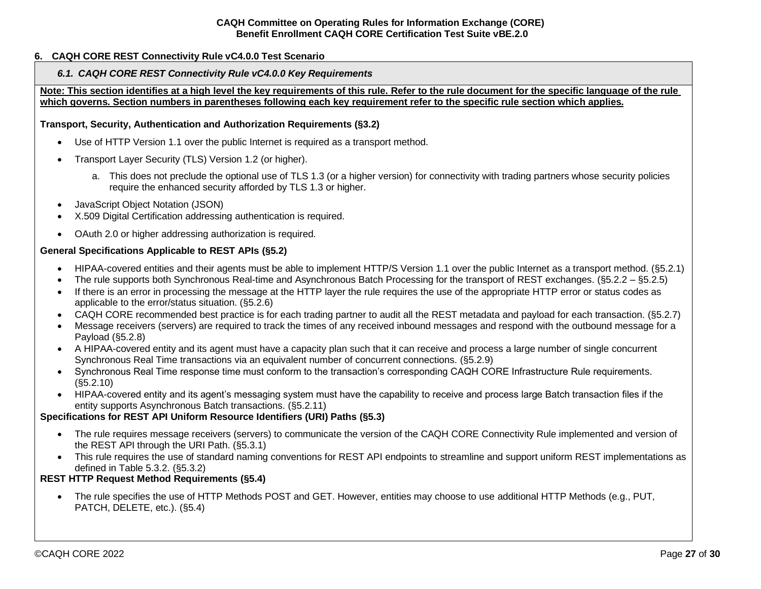## 6. CAQH CORE REST Connectivity Rule vC4.0.0 Test Scenario

### *6.1. CAQH CORE REST Connectivity Rule vC4.0.0 Key Requirements*

**Note: This section identifies at a high level the key requirements of this rule. Refer to the rule document for the specific language of the rule which governs. Section numbers in parentheses following each key requirement refer to the specific rule section which applies.**

**Transport, Security, Authentication and Authorization Requirements (§3.2)**

- Use of HTTP Version 1.1 over the public Internet is required as a transport method.
- Transport Layer Security (TLS) Version 1.2 (or higher).
    a. This does not preclude the optional use of TLS 1.3 (or a higher version) for connectivity with trading partners whose security policies require the enhanced security afforded by TLS 1.3 or higher.
- JavaScript Object Notation (JSON)
- X.509 Digital Certification addressing authentication is required.
- OAuth 2.0 or higher addressing authorization is required.

**General Specifications Applicable to REST APIs (§5.2)**

- HIPAA-covered entities and their agents must be able to implement HTTP/S Version 1.1 over the public Internet as a transport method. (§5.2.1)
- The rule supports both Synchronous Real-time and Asynchronous Batch Processing for the transport of REST exchanges. (§5.2.2 – §5.2.5)
- If there is an error in processing the message at the HTTP layer the rule requires the use of the appropriate HTTP error or status codes as applicable to the error/status situation. (§5.2.6)
- CAQH CORE recommended best practice is for each trading partner to audit all the REST metadata and payload for each transaction. (§5.2.7)
- Message receivers (servers) are required to track the times of any received inbound messages and respond with the outbound message for a Payload (§5.2.8)
- A HIPAA-covered entity and its agent must have a capacity plan such that it can receive and process a large number of single concurrent Synchronous Real Time transactions via an equivalent number of concurrent connections. (§5.2.9)
- Synchronous Real Time response time must conform to the transaction's corresponding CAQH CORE Infrastructure Rule requirements. (§5.2.10)
- HIPAA-covered entity and its agent's messaging system must have the capability to receive and process large Batch transaction files if the entity supports Asynchronous Batch transactions. (§5.2.11)

**Specifications for REST API Uniform Resource Identifiers (URI) Paths (§5.3)**

- The rule requires message receivers (servers) to communicate the version of the CAQH CORE Connectivity Rule implemented and version of the REST API through the URI Path. (§5.3.1)
- This rule requires the use of standard naming conventions for REST API endpoints to streamline and support uniform REST implementations as defined in Table 5.3.2. (§5.3.2)

**REST HTTP Request Method Requirements (§5.4)**

- The rule specifies the use of HTTP Methods POST and GET. However, entities may choose to use additional HTTP Methods (e.g., PUT, PATCH, DELETE, etc.). (§5.4)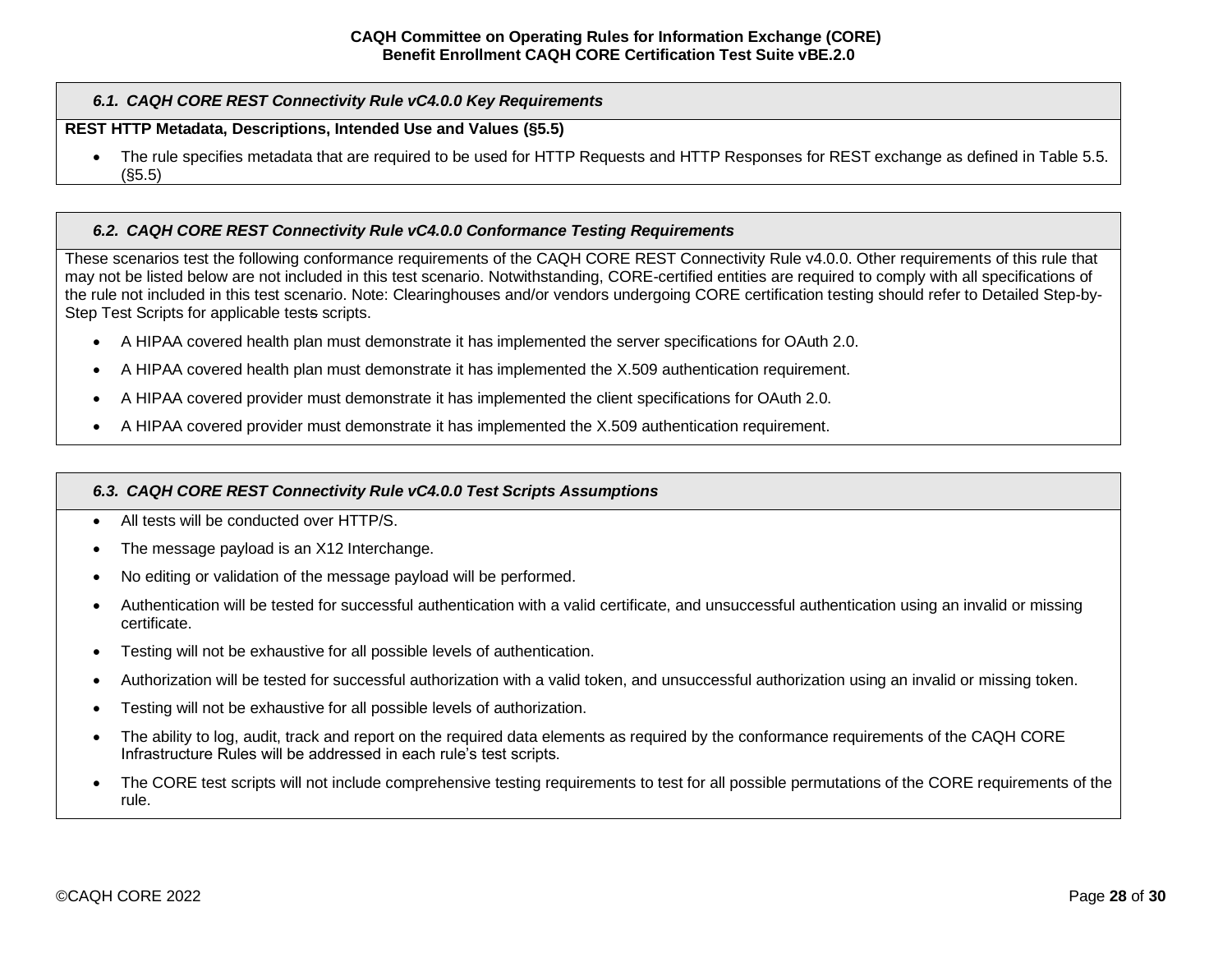### *6.1. CAQH CORE REST Connectivity Rule vC4.0.0 Key Requirements*

**REST HTTP Metadata, Descriptions, Intended Use and Values (§5.5)**

- The rule specifies metadata that are required to be used for HTTP Requests and HTTP Responses for REST exchange as defined in Table 5.5. (§5.5)

### *6.2. CAQH CORE REST Connectivity Rule vC4.0.0 Conformance Testing Requirements*

These scenarios test the following conformance requirements of the CAQH CORE REST Connectivity Rule v4.0.0. Other requirements of this rule that may not be listed below are not included in this test scenario. Notwithstanding, CORE-certified entities are required to comply with all specifications of the rule not included in this test scenario. Note: Clearinghouses and/or vendors undergoing CORE certification testing should refer to Detailed Step-by-Step Test Scripts for applicable tests scripts.

- A HIPAA covered health plan must demonstrate it has implemented the server specifications for OAuth 2.0.
- A HIPAA covered health plan must demonstrate it has implemented the X.509 authentication requirement.
- A HIPAA covered provider must demonstrate it has implemented the client specifications for OAuth 2.0.
- A HIPAA covered provider must demonstrate it has implemented the X.509 authentication requirement.

### *6.3. CAQH CORE REST Connectivity Rule vC4.0.0 Test Scripts Assumptions*

- All tests will be conducted over HTTP/S.
- The message payload is an X12 Interchange.
- No editing or validation of the message payload will be performed.
- Authentication will be tested for successful authentication with a valid certificate, and unsuccessful authentication using an invalid or missing certificate.
- Testing will not be exhaustive for all possible levels of authentication.
- Authorization will be tested for successful authorization with a valid token, and unsuccessful authorization using an invalid or missing token.
- Testing will not be exhaustive for all possible levels of authorization.
- The ability to log, audit, track and report on the required data elements as required by the conformance requirements of the CAQH CORE Infrastructure Rules will be addressed in each rule's test scripts.
- The CORE test scripts will not include comprehensive testing requirements to test for all possible permutations of the CORE requirements of the rule.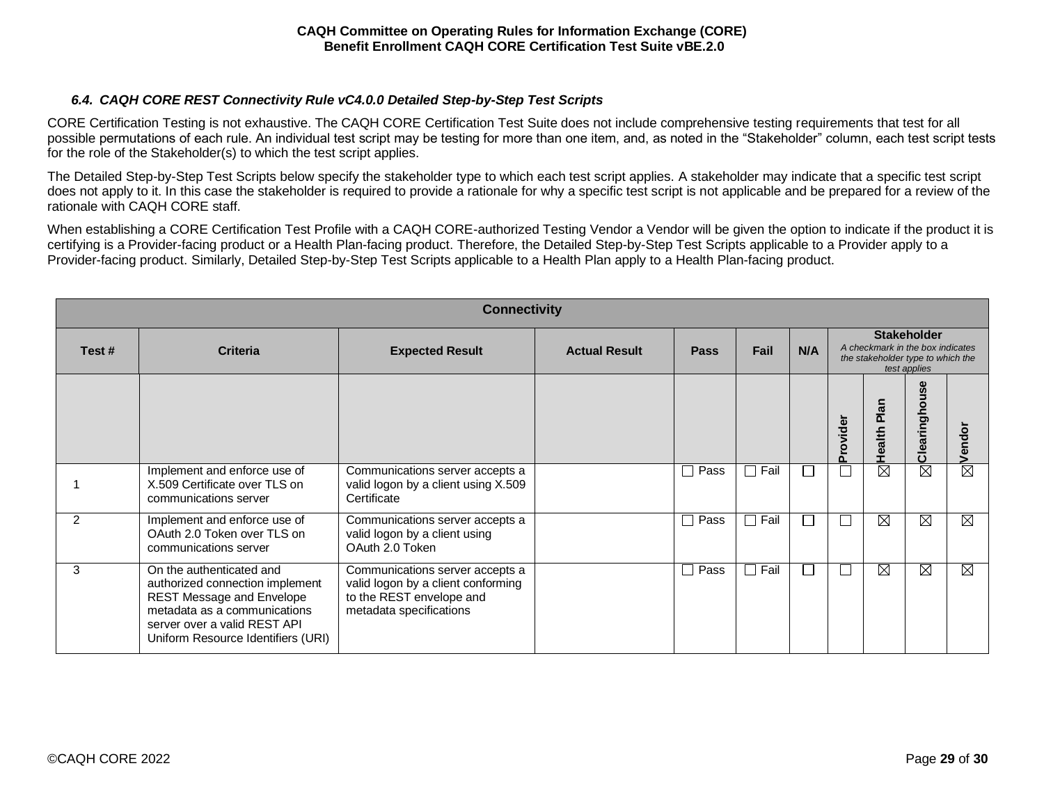### *6.4. CAQH CORE REST Connectivity Rule vC4.0.0 Detailed Step-by-Step Test Scripts*

CORE Certification Testing is not exhaustive. The CAQH CORE Certification Test Suite does not include comprehensive testing requirements that test for all possible permutations of each rule. An individual test script may be testing for more than one item, and, as noted in the "Stakeholder" column, each test script tests for the role of the Stakeholder(s) to which the test script applies.

The Detailed Step-by-Step Test Scripts below specify the stakeholder type to which each test script applies. A stakeholder may indicate that a specific test script does not apply to it. In this case the stakeholder is required to provide a rationale for why a specific test script is not applicable and be prepared for a review of the rationale with CAQH CORE staff.

When establishing a CORE Certification Test Profile with a CAQH CORE-authorized Testing Vendor a Vendor will be given the option to indicate if the product it is certifying is a Provider-facing product or a Health Plan-facing product. Therefore, the Detailed Step-by-Step Test Scripts applicable to a Provider apply to a Provider-facing product. Similarly, Detailed Step-by-Step Test Scripts applicable to a Health Plan apply to a Health Plan-facing product.

| **Connectivity** | | | | | | | | | | |
|---|---|---|---|---|---|---|---|---|---|---|
| **Test #** | **Criteria** | **Expected Result** | **Actual Result** | **Pass** | **Fail** | **N/A** | **Stakeholder** *A checkmark in the box indicates the stakeholder type to which the test applies* | | | |
| | | | | | | | **Provider** | **Health Plan** | **Clearinghouse** | **Vendor** |
| 1 | Implement and enforce use of X.509 Certificate over TLS on communications server | Communications server accepts a valid logon by a client using X.509 Certificate | | ☐ Pass | ☐ Fail | ☐ | ☐ | ☒ | ☒ | ☒ |
| 2 | Implement and enforce use of OAuth 2.0 Token over TLS on communications server | Communications server accepts a valid logon by a client using OAuth 2.0 Token | | ☐ Pass | ☐ Fail | ☐ | ☐ | ☒ | ☒ | ☒ |
| 3 | On the authenticated and authorized connection implement REST Message and Envelope metadata as a communications server over a valid REST API Uniform Resource Identifiers (URI) | Communications server accepts a valid logon by a client conforming to the REST envelope and metadata specifications | | ☐ Pass | ☐ Fail | ☐ | ☐ | ☒ | ☒ | ☒ |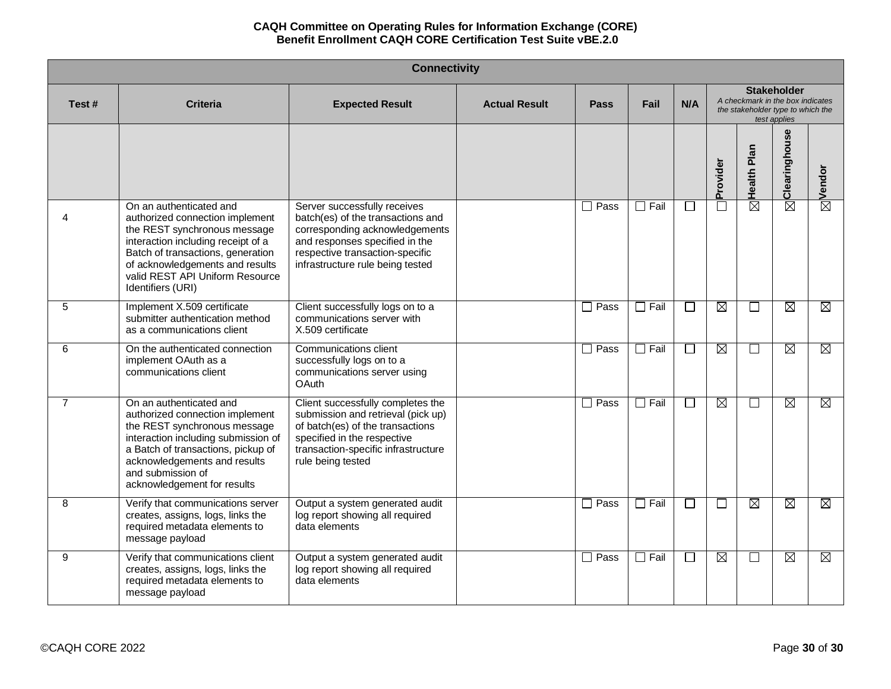**CAQH Committee on Operating Rules for Information Exchange (CORE)**
**Benefit Enrollment CAQH CORE Certification Test Suite vBE.2.0**

| Connectivity | | | | | | | | | | |
|---|---|---|---|---|---|---|---|---|---|---|
| **Test #** | **Criteria** | **Expected Result** | **Actual Result** | **Pass** | **Fail** | **N/A** | **Stakeholder** *A checkmark in the box indicates the stakeholder type to which the test applies* | | | |
| | | | | | | | Provider | Health Plan | Clearinghouse | Vendor |
| 4 | On an authenticated and authorized connection implement the REST synchronous message interaction including receipt of a Batch of transactions, generation of acknowledgements and results valid REST API Uniform Resource Identifiers (URI) | Server successfully receives batch(es) of the transactions and corresponding acknowledgements and responses specified in the respective transaction-specific infrastructure rule being tested | | ☐ Pass | ☐ Fail | ☐ | ☐ | ☒ | ☒ | ☒ |
| 5 | Implement X.509 certificate submitter authentication method as a communications client | Client successfully logs on to a communications server with X.509 certificate | | ☐ Pass | ☐ Fail | ☐ | ☒ | ☐ | ☒ | ☒ |
| 6 | On the authenticated connection implement OAuth as a communications client | Communications client successfully logs on to a communications server using OAuth | | ☐ Pass | ☐ Fail | ☐ | ☒ | ☐ | ☒ | ☒ |
| 7 | On an authenticated and authorized connection implement the REST synchronous message interaction including submission of a Batch of transactions, pickup of acknowledgements and results and submission of acknowledgement for results | Client successfully completes the submission and retrieval (pick up) of batch(es) of the transactions specified in the respective transaction-specific infrastructure rule being tested | | ☐ Pass | ☐ Fail | ☐ | ☒ | ☐ | ☒ | ☒ |
| 8 | Verify that communications server creates, assigns, logs, links the required metadata elements to message payload | Output a system generated audit log report showing all required data elements | | ☐ Pass | ☐ Fail | ☐ | ☐ | ☒ | ☒ | ☒ |
| 9 | Verify that communications client creates, assigns, logs, links the required metadata elements to message payload | Output a system generated audit log report showing all required data elements | | ☐ Pass | ☐ Fail | ☐ | ☒ | ☐ | ☒ | ☒ |

©CAQH CORE 2022